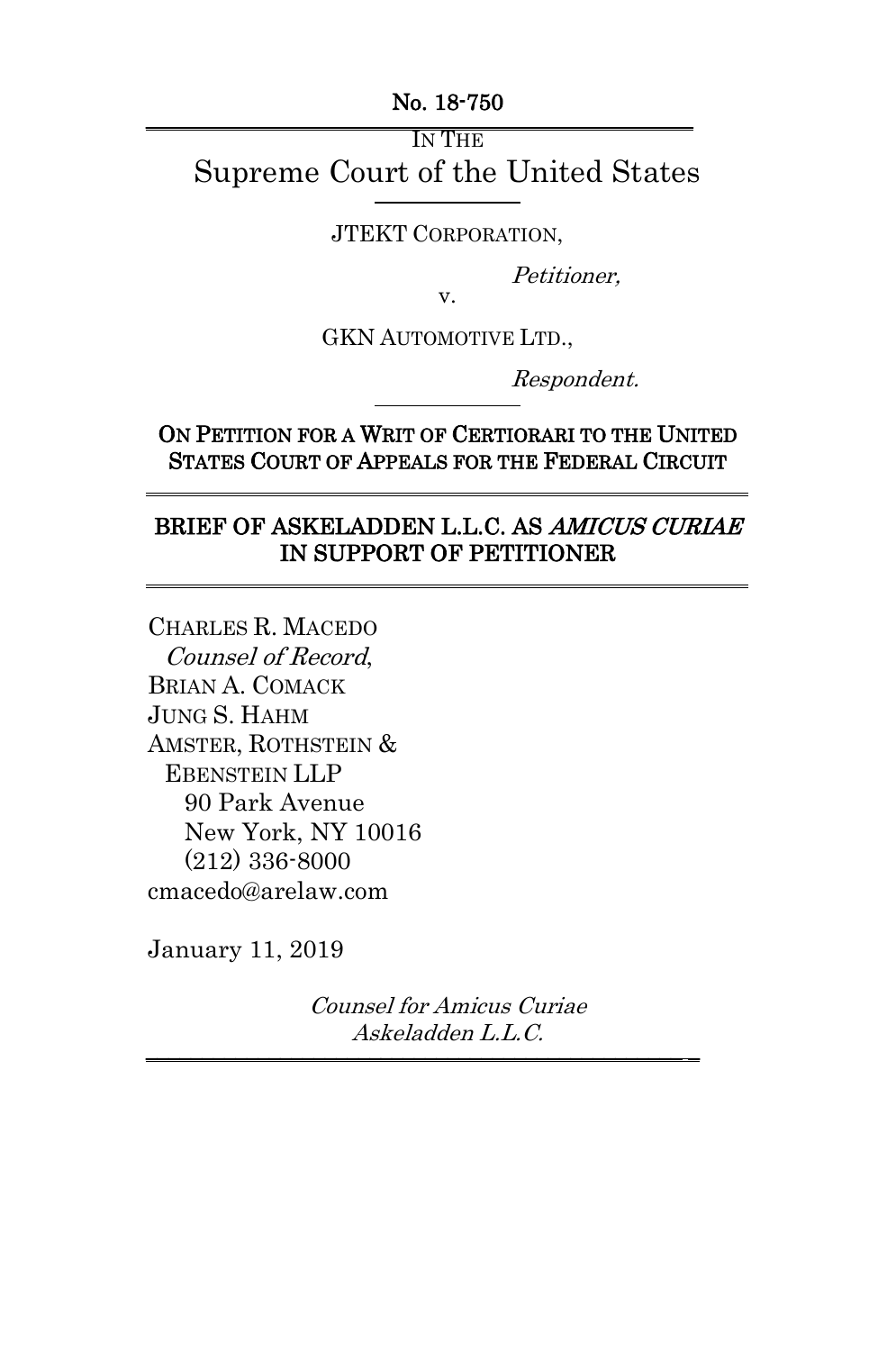No. 18-750

IN THE

# Supreme Court of the United States

JTEKT CORPORATION,

*Petitioner,*

v.

GKN AUTOMOTIVE LTD.,

*Respondent.*

**ON PETITION FOR A WRIT OF CERTIORARI TO THE UNITED STATES COURT OF APPEALS FOR THE FEDERAL CIRCUIT**

**BRIEF OF ASKELADDEN L.L.C. AS *AMICUS CURIAE* IN SUPPORT OF PETITIONER**

CHARLES R. MACEDO
*Counsel of Record*,
BRIAN A. COMACK
JUNG S. HAHM
AMSTER, ROTHSTEIN & EBENSTEIN LLP
90 Park Avenue
New York, NY 10016
(212) 336-8000
cmacedo@arelaw.com

January 11, 2019

*Counsel for Amicus Curiae Askeladden L.L.C.*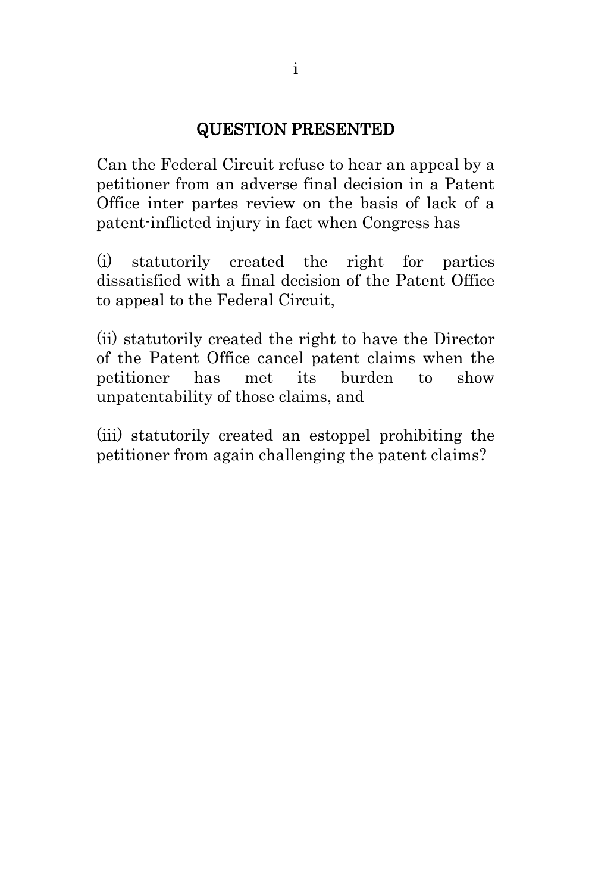## QUESTION PRESENTED

Can the Federal Circuit refuse to hear an appeal by a petitioner from an adverse final decision in a Patent Office inter partes review on the basis of lack of a patent-inflicted injury in fact when Congress has

(i) statutorily created the right for parties dissatisfied with a final decision of the Patent Office to appeal to the Federal Circuit,

(ii) statutorily created the right to have the Director of the Patent Office cancel patent claims when the petitioner has met its burden to show unpatentability of those claims, and

(iii) statutorily created an estoppel prohibiting the petitioner from again challenging the patent claims?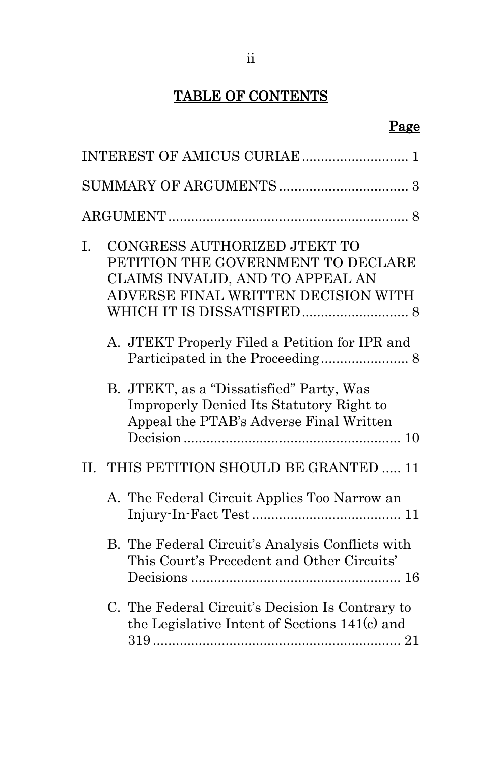# TABLE OF CONTENTS

| | Page |
|---|---|
| INTEREST OF AMICUS CURIAE | 1 |
| SUMMARY OF ARGUMENTS | 3 |
| ARGUMENT | 8 |
| I. CONGRESS AUTHORIZED JTEKT TO PETITION THE GOVERNMENT TO DECLARE CLAIMS INVALID, AND TO APPEAL AN ADVERSE FINAL WRITTEN DECISION WITH WHICH IT IS DISSATISFIED | 8 |
| A. JTEKT Properly Filed a Petition for IPR and Participated in the Proceeding | 8 |
| B. JTEKT, as a "Dissatisfied" Party, Was Improperly Denied Its Statutory Right to Appeal the PTAB's Adverse Final Written Decision | 10 |
| II. THIS PETITION SHOULD BE GRANTED | 11 |
| A. The Federal Circuit Applies Too Narrow an Injury-In-Fact Test | 11 |
| B. The Federal Circuit's Analysis Conflicts with This Court's Precedent and Other Circuits' Decisions | 16 |
| C. The Federal Circuit's Decision Is Contrary to the Legislative Intent of Sections 141(c) and 319 | 21 |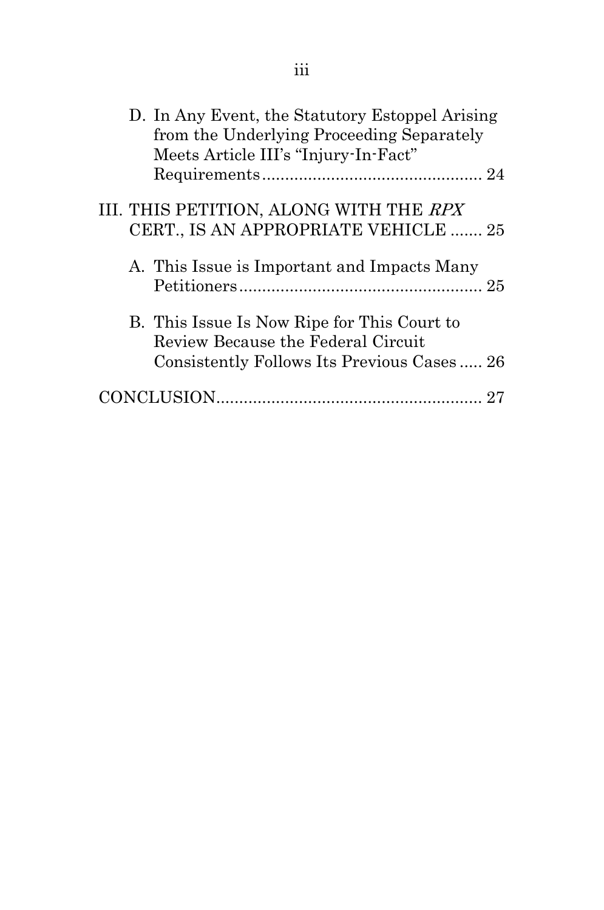D. In Any Event, the Statutory Estoppel Arising from the Underlying Proceeding Separately Meets Article III's "Injury-In-Fact" Requirements ................................................ 24

III. THIS PETITION, ALONG WITH THE *RPX* CERT., IS AN APPROPRIATE VEHICLE ....... 25

A. This Issue is Important and Impacts Many Petitioners ..................................................... 25

B. This Issue Is Now Ripe for This Court to Review Because the Federal Circuit Consistently Follows Its Previous Cases ..... 26

CONCLUSION .......................................................... 27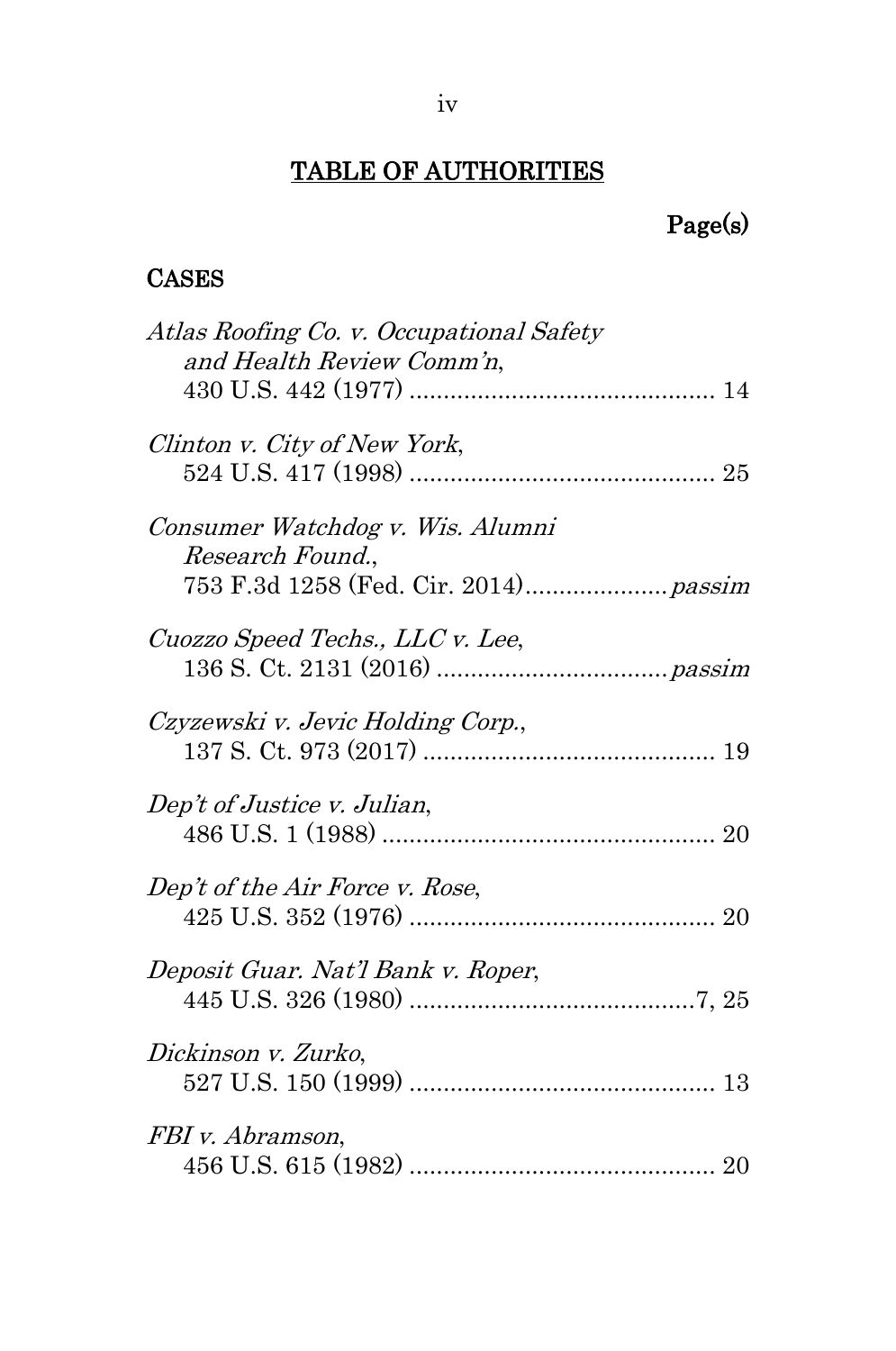## TABLE OF AUTHORITIES

Page(s)

### CASES

*Atlas Roofing Co. v. Occupational Safety and Health Review Comm'n*,
430 U.S. 442 (1977) ............................................ 14

*Clinton v. City of New York*,
524 U.S. 417 (1998) ............................................ 25

*Consumer Watchdog v. Wis. Alumni Research Found.*,
753 F.3d 1258 (Fed. Cir. 2014).................... *passim*

*Cuozzo Speed Techs., LLC v. Lee*,
136 S. Ct. 2131 (2016) ................................. *passim*

*Czyzewski v. Jevic Holding Corp.*,
137 S. Ct. 973 (2017) .......................................... 19

*Dep't of Justice v. Julian*,
486 U.S. 1 (1988) ................................................ 20

*Dep't of the Air Force v. Rose*,
425 U.S. 352 (1976) ............................................ 20

*Deposit Guar. Nat'l Bank v. Roper*,
445 U.S. 326 (1980) ..........................................7, 25

*Dickinson v. Zurko*,
527 U.S. 150 (1999) ............................................ 13

*FBI v. Abramson*,
456 U.S. 615 (1982) ............................................ 20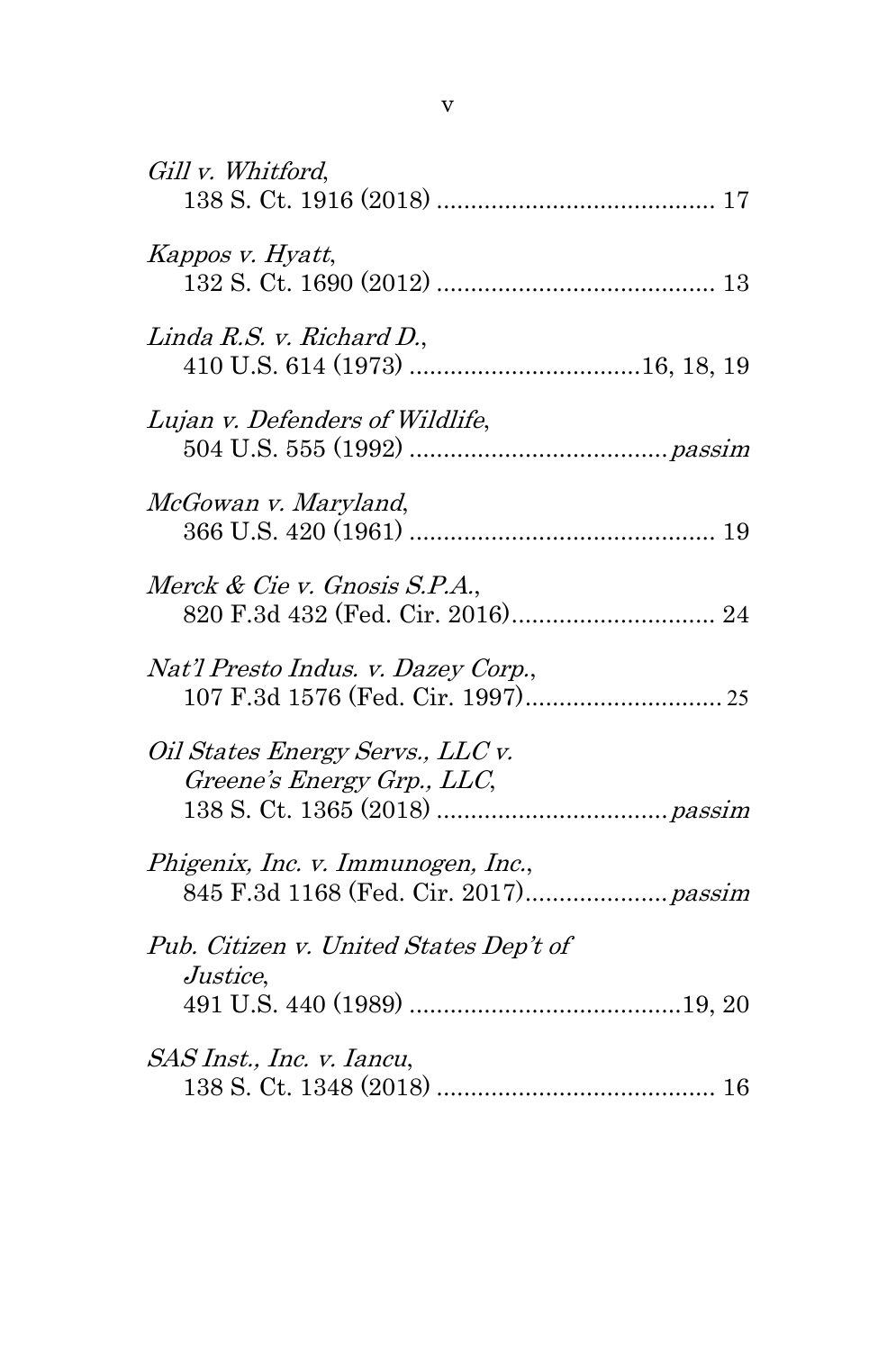*Gill v. Whitford*,
138 S. Ct. 1916 (2018) ......................................... 17

*Kappos v. Hyatt*,
132 S. Ct. 1690 (2012) ......................................... 13

*Linda R.S. v. Richard D.*,
410 U.S. 614 (1973) .................................16, 18, 19

*Lujan v. Defenders of Wildlife*,
504 U.S. 555 (1992) .....................................*passim*

*McGowan v. Maryland*,
366 U.S. 420 (1961) ............................................ 19

*Merck & Cie v. Gnosis S.P.A.*,
820 F.3d 432 (Fed. Cir. 2016).............................. 24

*Nat'l Presto Indus. v. Dazey Corp.*,
107 F.3d 1576 (Fed. Cir. 1997)............................. 25

*Oil States Energy Servs., LLC v. Greene's Energy Grp., LLC*,
138 S. Ct. 1365 (2018) ..................................*passim*

*Phigenix, Inc. v. Immunogen, Inc.*,
845 F.3d 1168 (Fed. Cir. 2017).....................*passim*

*Pub. Citizen v. United States Dep't of Justice*,
491 U.S. 440 (1989) .......................................19, 20

*SAS Inst., Inc. v. Iancu*,
138 S. Ct. 1348 (2018) ......................................... 16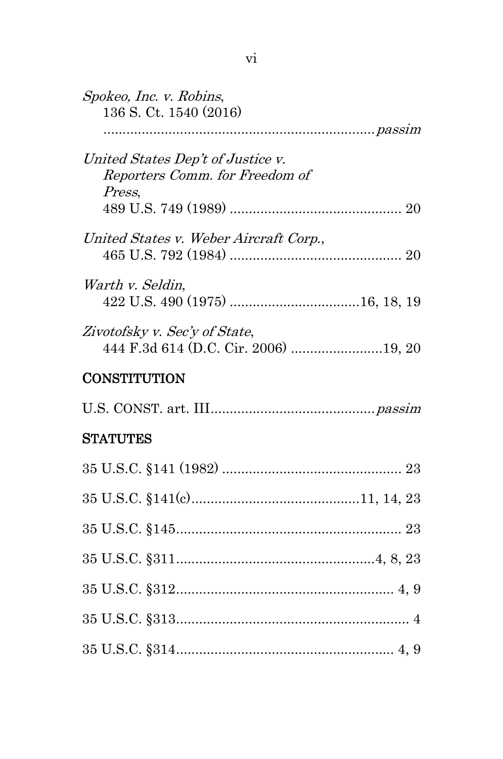*Spokeo, Inc. v. Robins*,
136 S. Ct. 1540 (2016) ....................................................................*passim*

*United States Dep't of Justice v. Reporters Comm. for Freedom of Press*,
489 U.S. 749 (1989) ............................................ 20

*United States v. Weber Aircraft Corp.*,
465 U.S. 792 (1984) ............................................ 20

*Warth v. Seldin*,
422 U.S. 490 (1975) .................................16, 18, 19

*Zivotofsky v. Sec'y of State*,
444 F.3d 614 (D.C. Cir. 2006) .......................19, 20

## CONSTITUTION

U.S. CONST. art. III..........................................*passim*

## STATUTES

35 U.S.C. §141 (1982) ............................................... 23

35 U.S.C. §141(c)...........................................11, 14, 23

35 U.S.C. §145.......................................................... 23

35 U.S.C. §311...................................................4, 8, 23

35 U.S.C. §312........................................................ 4, 9

35 U.S.C. §313............................................................ 4

35 U.S.C. §314........................................................ 4, 9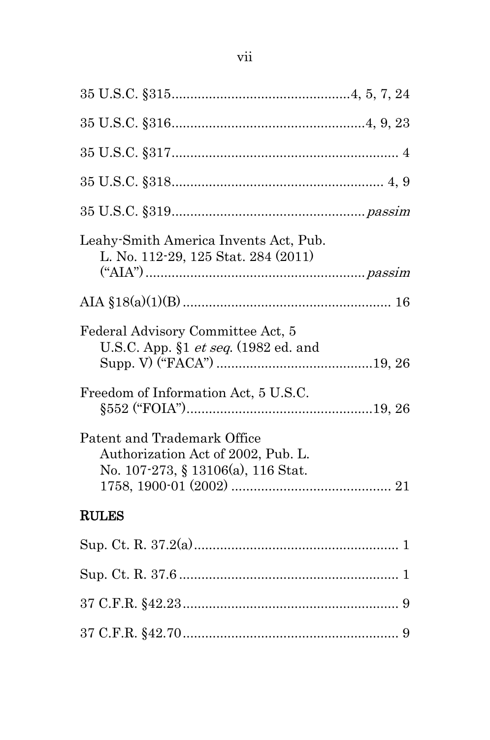35 U.S.C. §315 ............................................... 4, 5, 7, 24

35 U.S.C. §316 ................................................... 4, 9, 23

35 U.S.C. §317 ............................................................ 4

35 U.S.C. §318 ........................................................ 4, 9

35 U.S.C. §319 ................................................... *passim*

Leahy-Smith America Invents Act, Pub. L. No. 112-29, 125 Stat. 284 (2011) ("AIA") .......................................................... *passim*

AIA §18(a)(1)(B) ....................................................... 16

Federal Advisory Committee Act, 5 U.S.C. App. §1 *et seq.* (1982 ed. and Supp. V) ("FACA") .......................................... 19, 26

Freedom of Information Act, 5 U.S.C. §552 ("FOIA") ................................................. 19, 26

Patent and Trademark Office Authorization Act of 2002, Pub. L. No. 107-273, § 13106(a), 116 Stat. 1758, 1900-01 (2002) ........................................... 21

## RULES

Sup. Ct. R. 37.2(a) ...................................................... 1

Sup. Ct. R. 37.6 .......................................................... 1

37 C.F.R. §42.23 .......................................................... 9

37 C.F.R. §42.70 .......................................................... 9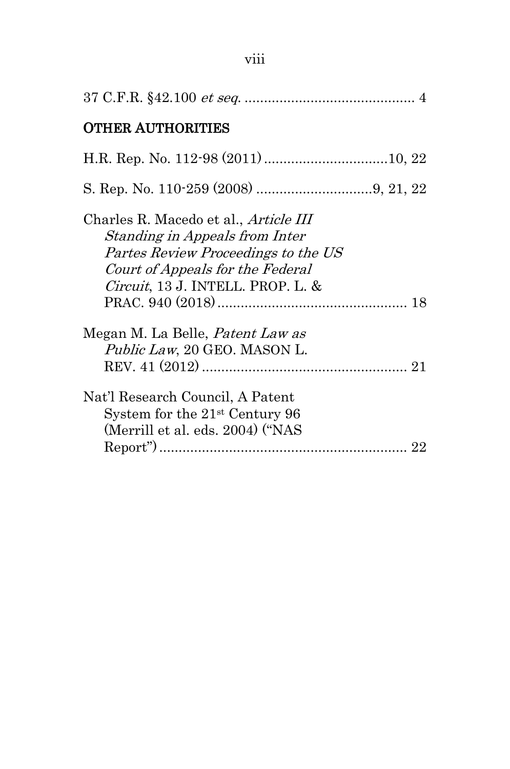37 C.F.R. §42.100 *et seq.* ........................................... 4

## OTHER AUTHORITIES

H.R. Rep. No. 112-98 (2011) ...............................10, 22

S. Rep. No. 110-259 (2008) .............................9, 21, 22

Charles R. Macedo et al., *Article III Standing in Appeals from Inter Partes Review Proceedings to the US Court of Appeals for the Federal Circuit*, 13 J. INTELL. PROP. L. & PRAC. 940 (2018) ................................................ 18

Megan M. La Belle, *Patent Law as Public Law*, 20 GEO. MASON L. REV. 41 (2012) .................................................... 21

Nat'l Research Council, A Patent System for the 21st Century 96 (Merrill et al. eds. 2004) ("NAS Report") ............................................................... 22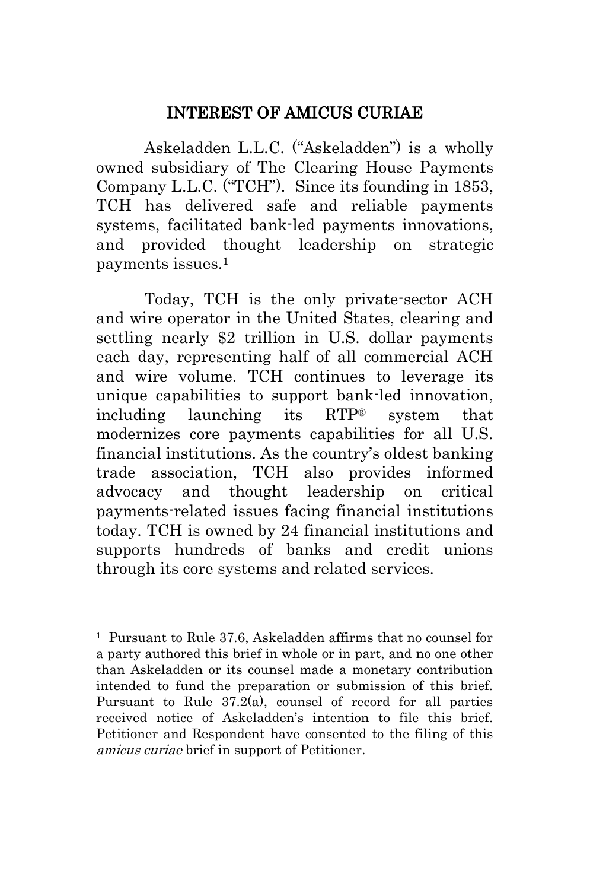## INTEREST OF AMICUS CURIAE

Askeladden L.L.C. ("Askeladden") is a wholly owned subsidiary of The Clearing House Payments Company L.L.C. ("TCH"). Since its founding in 1853, TCH has delivered safe and reliable payments systems, facilitated bank-led payments innovations, and provided thought leadership on strategic payments issues.[1]

Today, TCH is the only private-sector ACH and wire operator in the United States, clearing and settling nearly $2 trillion in U.S. dollar payments each day, representing half of all commercial ACH and wire volume. TCH continues to leverage its unique capabilities to support bank-led innovation, including launching its RTP® system that modernizes core payments capabilities for all U.S. financial institutions. As the country's oldest banking trade association, TCH also provides informed advocacy and thought leadership on critical payments-related issues facing financial institutions today. TCH is owned by 24 financial institutions and supports hundreds of banks and credit unions through its core systems and related services.

---

[1] Pursuant to Rule 37.6, Askeladden affirms that no counsel for a party authored this brief in whole or in part, and no one other than Askeladden or its counsel made a monetary contribution intended to fund the preparation or submission of this brief. Pursuant to Rule 37.2(a), counsel of record for all parties received notice of Askeladden's intention to file this brief. Petitioner and Respondent have consented to the filing of this *amicus curiae* brief in support of Petitioner.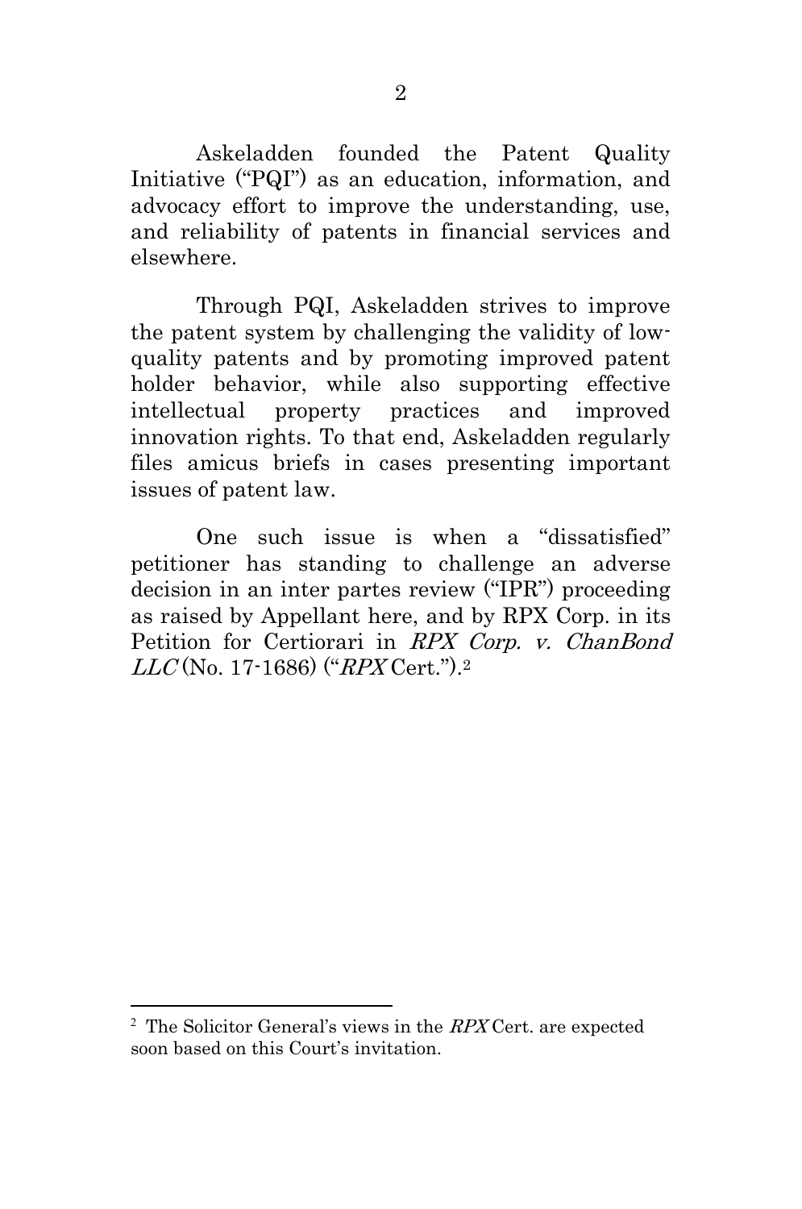Askeladden founded the Patent Quality Initiative ("PQI") as an education, information, and advocacy effort to improve the understanding, use, and reliability of patents in financial services and elsewhere.

Through PQI, Askeladden strives to improve the patent system by challenging the validity of low-quality patents and by promoting improved patent holder behavior, while also supporting effective intellectual property practices and improved innovation rights. To that end, Askeladden regularly files amicus briefs in cases presenting important issues of patent law.

One such issue is when a "dissatisfied" petitioner has standing to challenge an adverse decision in an inter partes review ("IPR") proceeding as raised by Appellant here, and by RPX Corp. in its Petition for Certiorari in *RPX Corp. v. ChanBond LLC* (No. 17-1686) ("*RPX* Cert.").[2]

---

[2] The Solicitor General's views in the *RPX* Cert. are expected soon based on this Court's invitation.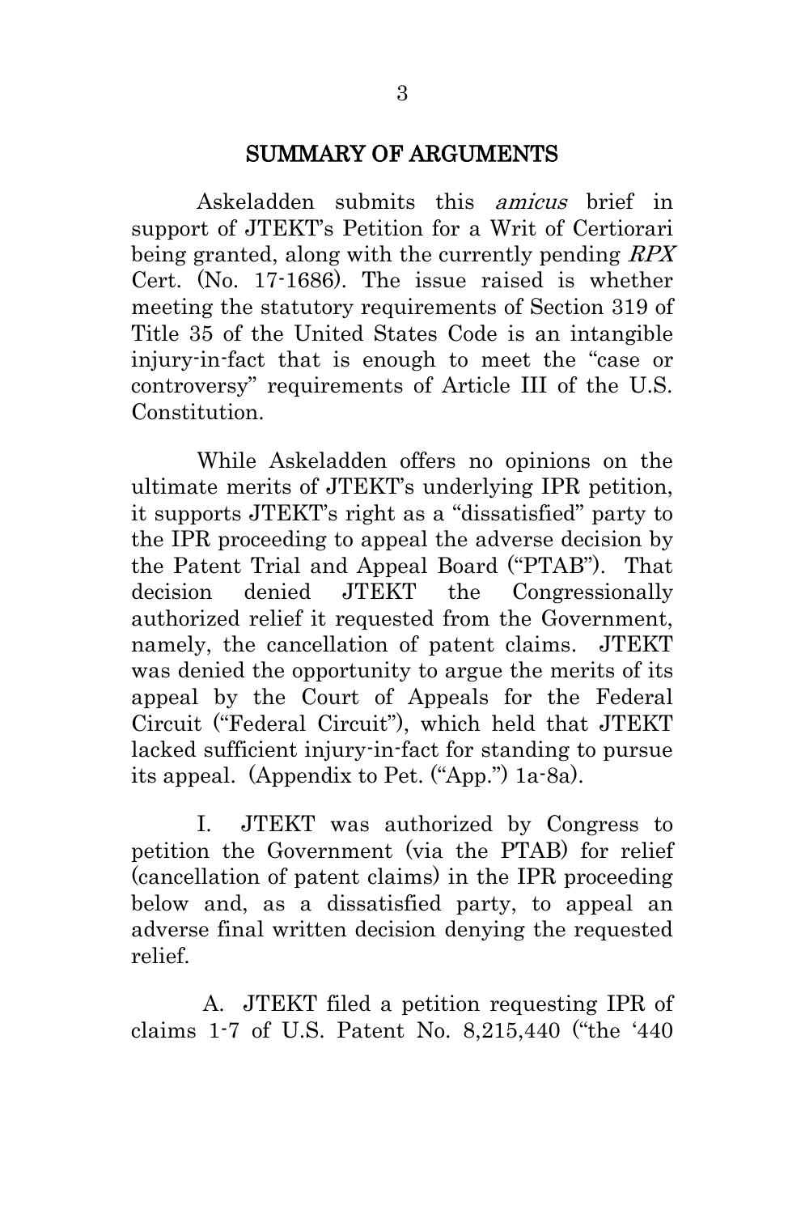## SUMMARY OF ARGUMENTS

Askeladden submits this *amicus* brief in support of JTEKT's Petition for a Writ of Certiorari being granted, along with the currently pending *RPX* Cert. (No. 17-1686). The issue raised is whether meeting the statutory requirements of Section 319 of Title 35 of the United States Code is an intangible injury-in-fact that is enough to meet the "case or controversy" requirements of Article III of the U.S. Constitution.

While Askeladden offers no opinions on the ultimate merits of JTEKT's underlying IPR petition, it supports JTEKT's right as a "dissatisfied" party to the IPR proceeding to appeal the adverse decision by the Patent Trial and Appeal Board ("PTAB"). That decision denied JTEKT the Congressionally authorized relief it requested from the Government, namely, the cancellation of patent claims. JTEKT was denied the opportunity to argue the merits of its appeal by the Court of Appeals for the Federal Circuit ("Federal Circuit"), which held that JTEKT lacked sufficient injury-in-fact for standing to pursue its appeal. (Appendix to Pet. ("App.") 1a-8a).

I. JTEKT was authorized by Congress to petition the Government (via the PTAB) for relief (cancellation of patent claims) in the IPR proceeding below and, as a dissatisfied party, to appeal an adverse final written decision denying the requested relief.

A. JTEKT filed a petition requesting IPR of claims 1-7 of U.S. Patent No. 8,215,440 ("the '440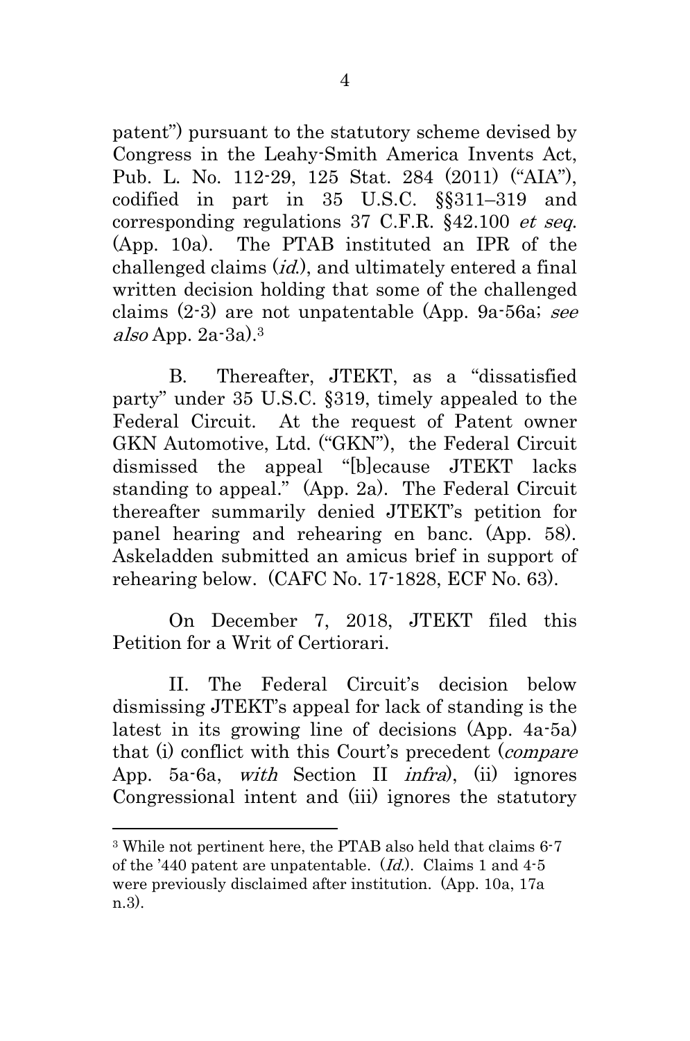patent") pursuant to the statutory scheme devised by Congress in the Leahy-Smith America Invents Act, Pub. L. No. 112-29, 125 Stat. 284 (2011) ("AIA"), codified in part in 35 U.S.C. §§311–319 and corresponding regulations 37 C.F.R. §42.100 *et seq.* (App. 10a). The PTAB instituted an IPR of the challenged claims (*id.*), and ultimately entered a final written decision holding that some of the challenged claims (2-3) are not unpatentable (App. 9a-56a; *see also* App. 2a-3a).[3]

B. Thereafter, JTEKT, as a "dissatisfied party" under 35 U.S.C. §319, timely appealed to the Federal Circuit. At the request of Patent owner GKN Automotive, Ltd. ("GKN"), the Federal Circuit dismissed the appeal "[b]ecause JTEKT lacks standing to appeal." (App. 2a). The Federal Circuit thereafter summarily denied JTEKT's petition for panel hearing and rehearing en banc. (App. 58). Askeladden submitted an amicus brief in support of rehearing below. (CAFC No. 17-1828, ECF No. 63).

On December 7, 2018, JTEKT filed this Petition for a Writ of Certiorari.

II. The Federal Circuit's decision below dismissing JTEKT's appeal for lack of standing is the latest in its growing line of decisions (App. 4a-5a) that (i) conflict with this Court's precedent (*compare* App. 5a-6a, *with* Section II *infra*), (ii) ignores Congressional intent and (iii) ignores the statutory

---

[3] While not pertinent here, the PTAB also held that claims 6-7 of the '440 patent are unpatentable. (*Id.*). Claims 1 and 4-5 were previously disclaimed after institution. (App. 10a, 17a n.3).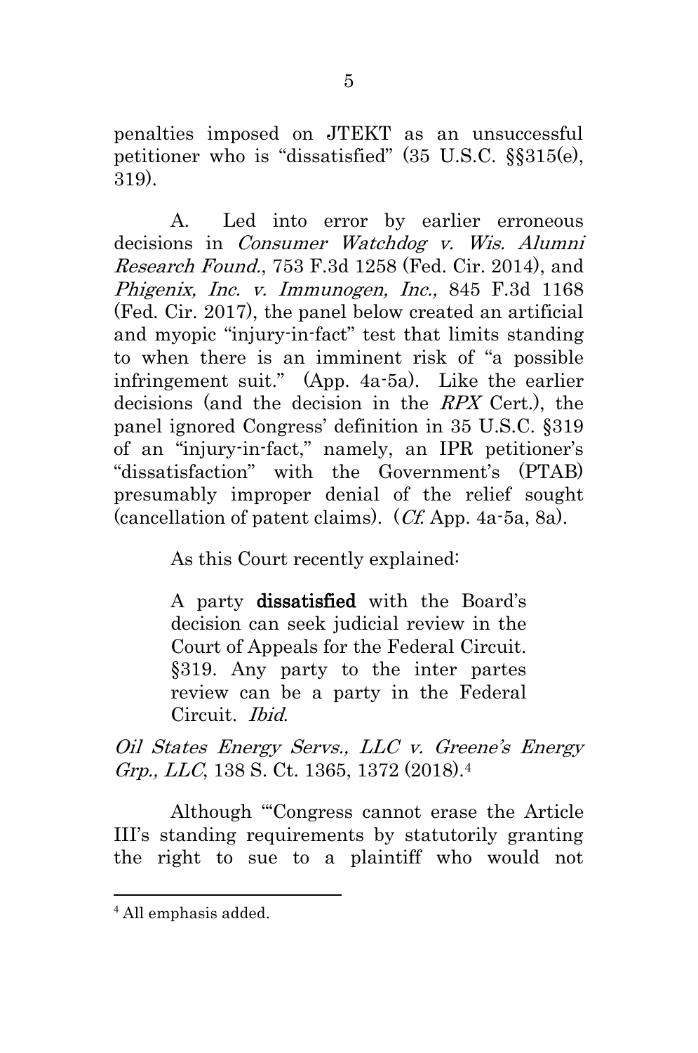penalties imposed on JTEKT as an unsuccessful petitioner who is "dissatisfied" (35 U.S.C. §§315(e), 319).

A. Led into error by earlier erroneous decisions in *Consumer Watchdog v. Wis. Alumni Research Found.*, 753 F.3d 1258 (Fed. Cir. 2014), and *Phigenix, Inc. v. Immunogen, Inc.,* 845 F.3d 1168 (Fed. Cir. 2017), the panel below created an artificial and myopic "injury-in-fact" test that limits standing to when there is an imminent risk of "a possible infringement suit." (App. 4a-5a). Like the earlier decisions (and the decision in the *RPX* Cert.), the panel ignored Congress' definition in 35 U.S.C. §319 of an "injury-in-fact," namely, an IPR petitioner's "dissatisfaction" with the Government's (PTAB) presumably improper denial of the relief sought (cancellation of patent claims). (*Cf.* App. 4a-5a, 8a).

As this Court recently explained:

> A party **dissatisfied** with the Board's decision can seek judicial review in the Court of Appeals for the Federal Circuit. §319. Any party to the inter partes review can be a party in the Federal Circuit. *Ibid*.

*Oil States Energy Servs., LLC v. Greene's Energy Grp., LLC*, 138 S. Ct. 1365, 1372 (2018).[4]

Although "'Congress cannot erase the Article III's standing requirements by statutorily granting the right to sue to a plaintiff who would not

[4] All emphasis added.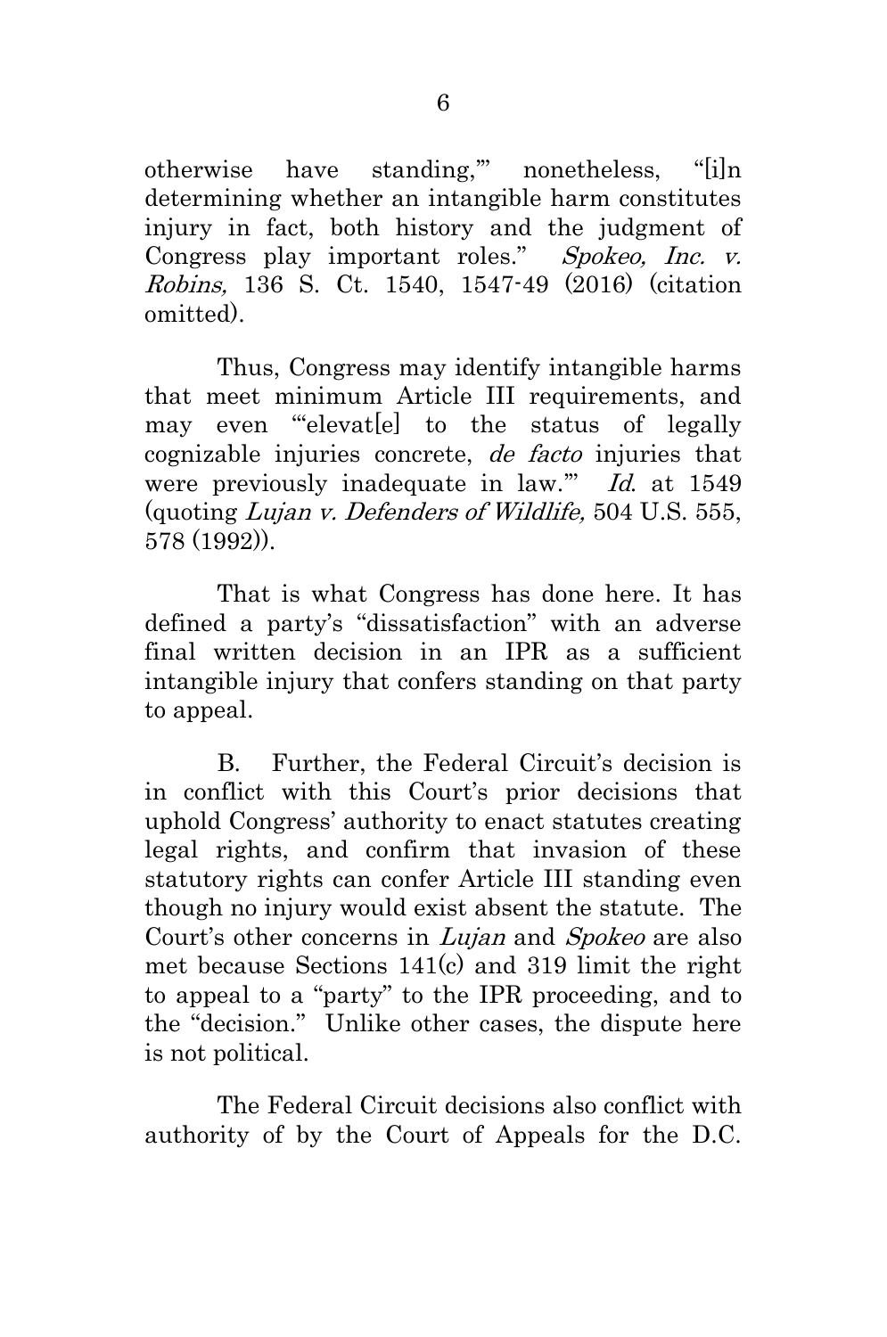otherwise have standing,'" nonetheless, "[i]n determining whether an intangible harm constitutes injury in fact, both history and the judgment of Congress play important roles." *Spokeo, Inc. v. Robins,* 136 S. Ct. 1540, 1547-49 (2016) (citation omitted).

Thus, Congress may identify intangible harms that meet minimum Article III requirements, and may even "'elevat[e] to the status of legally cognizable injuries concrete, *de facto* injuries that were previously inadequate in law.'" *Id.* at 1549 (quoting *Lujan v. Defenders of Wildlife,* 504 U.S. 555, 578 (1992)).

That is what Congress has done here. It has defined a party's "dissatisfaction" with an adverse final written decision in an IPR as a sufficient intangible injury that confers standing on that party to appeal.

B. Further, the Federal Circuit's decision is in conflict with this Court's prior decisions that uphold Congress' authority to enact statutes creating legal rights, and confirm that invasion of these statutory rights can confer Article III standing even though no injury would exist absent the statute. The Court's other concerns in *Lujan* and *Spokeo* are also met because Sections 141(c) and 319 limit the right to appeal to a "party" to the IPR proceeding, and to the "decision." Unlike other cases, the dispute here is not political.

The Federal Circuit decisions also conflict with authority of by the Court of Appeals for the D.C.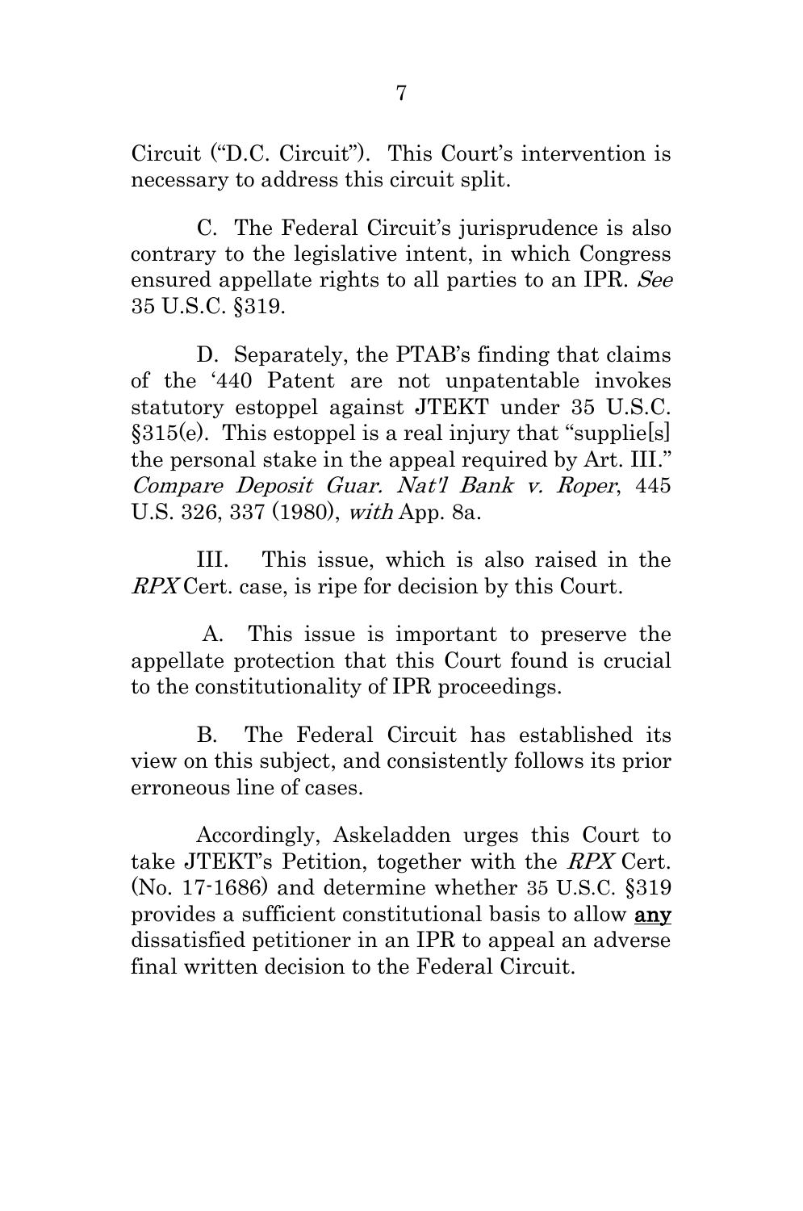Circuit ("D.C. Circuit"). This Court's intervention is necessary to address this circuit split.

C. The Federal Circuit's jurisprudence is also contrary to the legislative intent, in which Congress ensured appellate rights to all parties to an IPR. *See* 35 U.S.C. §319.

D. Separately, the PTAB's finding that claims of the '440 Patent are not unpatentable invokes statutory estoppel against JTEKT under 35 U.S.C. §315(e). This estoppel is a real injury that "supplie[s] the personal stake in the appeal required by Art. III." *Compare Deposit Guar. Nat'l Bank v. Roper*, 445 U.S. 326, 337 (1980), *with* App. 8a.

III. This issue, which is also raised in the *RPX* Cert. case, is ripe for decision by this Court.

A. This issue is important to preserve the appellate protection that this Court found is crucial to the constitutionality of IPR proceedings.

B. The Federal Circuit has established its view on this subject, and consistently follows its prior erroneous line of cases.

Accordingly, Askeladden urges this Court to take JTEKT's Petition, together with the *RPX* Cert. (No. 17-1686) and determine whether 35 U.S.C. §319 provides a sufficient constitutional basis to allow **any** dissatisfied petitioner in an IPR to appeal an adverse final written decision to the Federal Circuit.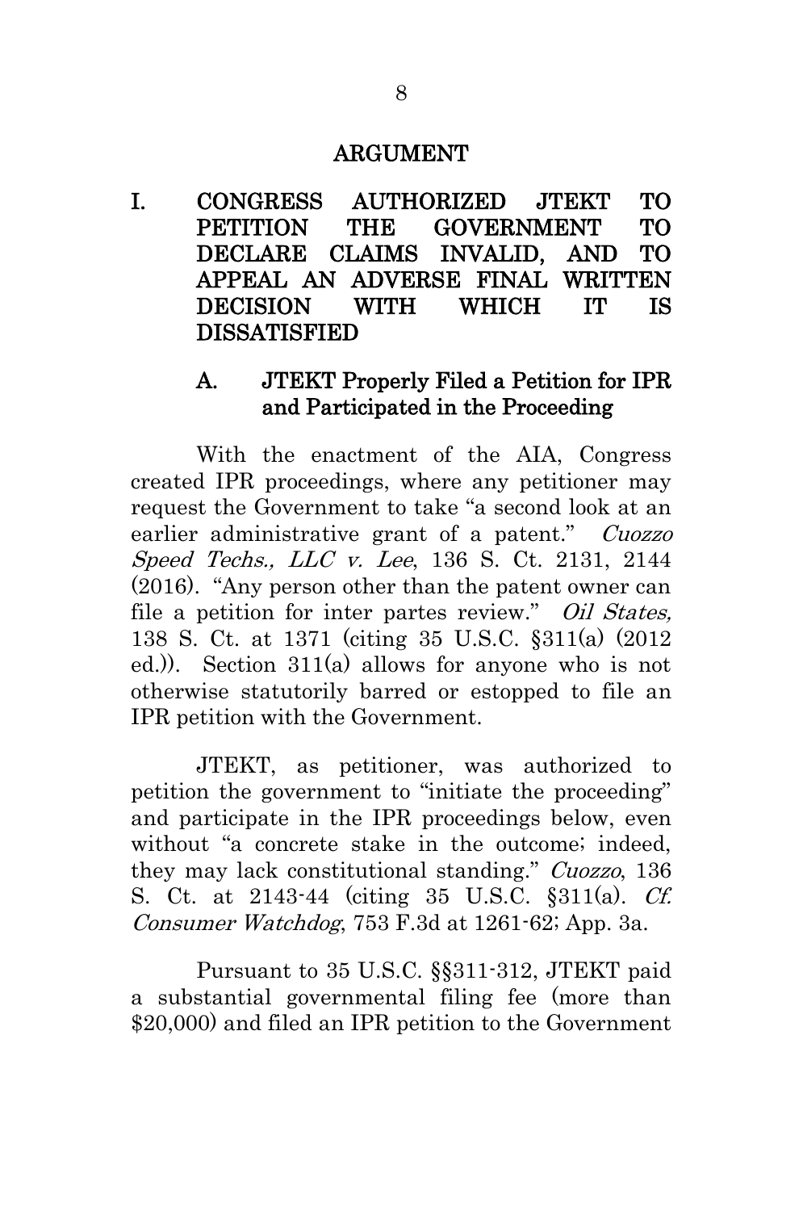# ARGUMENT

## I. CONGRESS AUTHORIZED JTEKT TO PETITION THE GOVERNMENT TO DECLARE CLAIMS INVALID, AND TO APPEAL AN ADVERSE FINAL WRITTEN DECISION WITH WHICH IT IS DISSATISFIED

### A. JTEKT Properly Filed a Petition for IPR and Participated in the Proceeding

With the enactment of the AIA, Congress created IPR proceedings, where any petitioner may request the Government to take "a second look at an earlier administrative grant of a patent." *Cuozzo Speed Techs., LLC v. Lee*, 136 S. Ct. 2131, 2144 (2016). "Any person other than the patent owner can file a petition for inter partes review." *Oil States,* 138 S. Ct. at 1371 (citing 35 U.S.C. §311(a) (2012 ed.)). Section 311(a) allows for anyone who is not otherwise statutorily barred or estopped to file an IPR petition with the Government.

JTEKT, as petitioner, was authorized to petition the government to "initiate the proceeding" and participate in the IPR proceedings below, even without "a concrete stake in the outcome; indeed, they may lack constitutional standing." *Cuozzo*, 136 S. Ct. at 2143-44 (citing 35 U.S.C. §311(a). *Cf. Consumer Watchdog*, 753 F.3d at 1261-62; App. 3a.

Pursuant to 35 U.S.C. §§311-312, JTEKT paid a substantial governmental filing fee (more than $20,000) and filed an IPR petition to the Government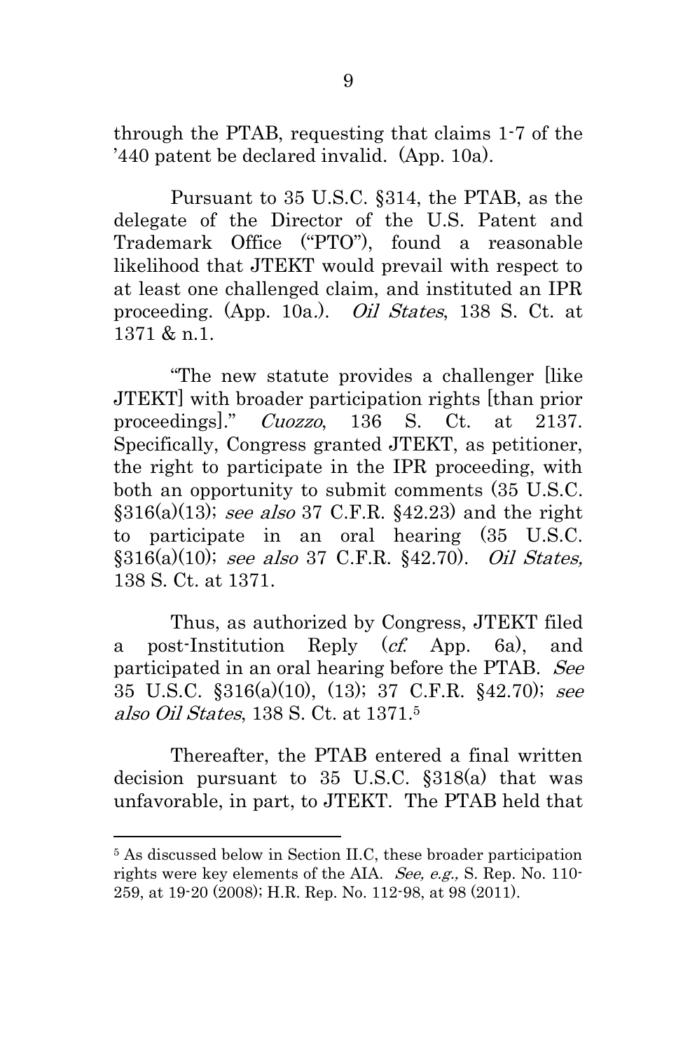through the PTAB, requesting that claims 1-7 of the '440 patent be declared invalid. (App. 10a).

Pursuant to 35 U.S.C. §314, the PTAB, as the delegate of the Director of the U.S. Patent and Trademark Office ("PTO"), found a reasonable likelihood that JTEKT would prevail with respect to at least one challenged claim, and instituted an IPR proceeding. (App. 10a.). *Oil States*, 138 S. Ct. at 1371 & n.1.

"The new statute provides a challenger [like JTEKT] with broader participation rights [than prior proceedings]." *Cuozzo*, 136 S. Ct. at 2137. Specifically, Congress granted JTEKT, as petitioner, the right to participate in the IPR proceeding, with both an opportunity to submit comments (35 U.S.C. §316(a)(13); *see also* 37 C.F.R. §42.23) and the right to participate in an oral hearing (35 U.S.C. §316(a)(10); *see also* 37 C.F.R. §42.70). *Oil States,* 138 S. Ct. at 1371.

Thus, as authorized by Congress, JTEKT filed a post-Institution Reply (*cf.* App. 6a), and participated in an oral hearing before the PTAB. *See* 35 U.S.C. §316(a)(10), (13); 37 C.F.R. §42.70); *see also Oil States*, 138 S. Ct. at 1371.[5]

Thereafter, the PTAB entered a final written decision pursuant to 35 U.S.C. §318(a) that was unfavorable, in part, to JTEKT. The PTAB held that

[5] As discussed below in Section II.C, these broader participation rights were key elements of the AIA. *See, e.g.,* S. Rep. No. 110-259, at 19-20 (2008); H.R. Rep. No. 112-98, at 98 (2011).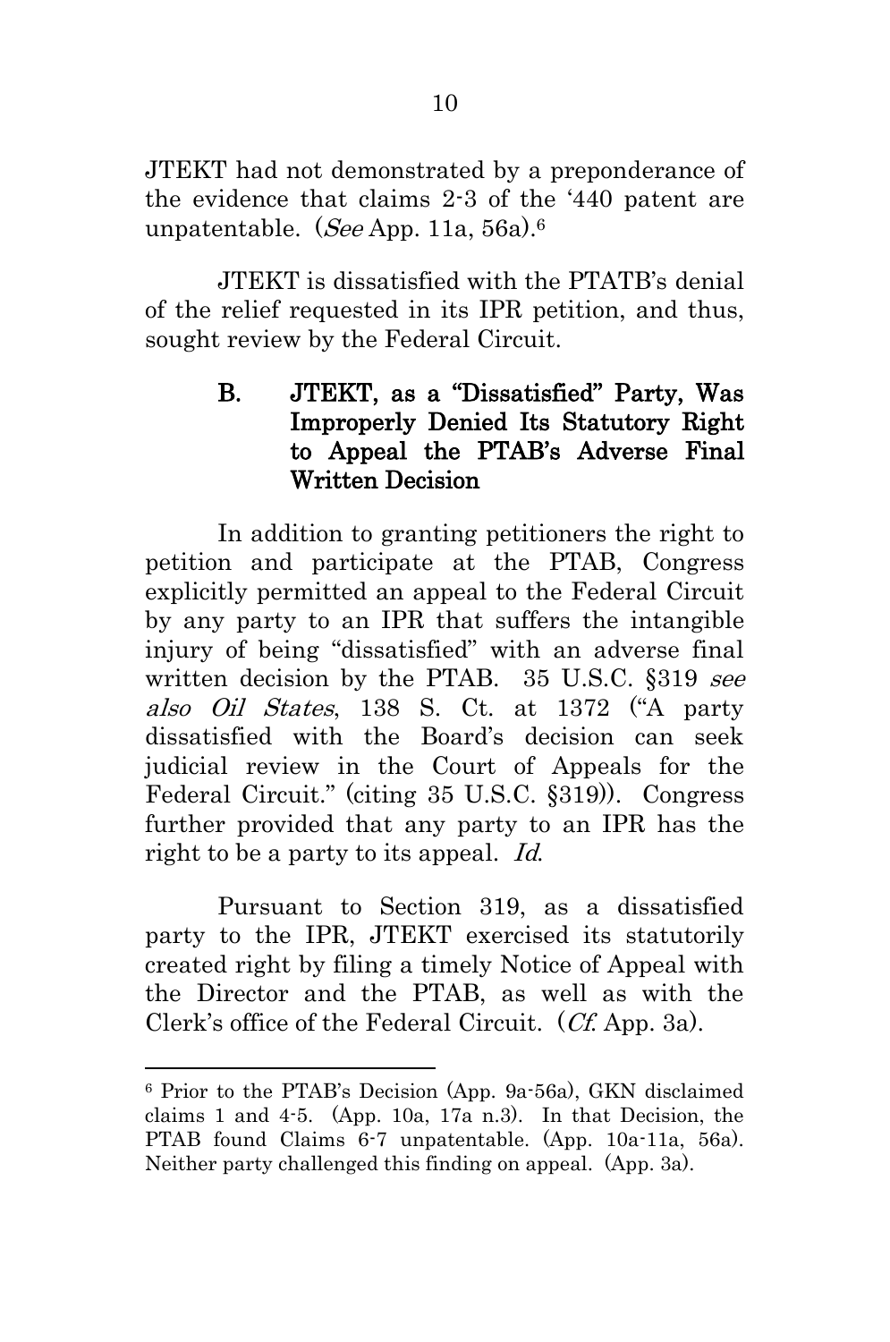JTEKT had not demonstrated by a preponderance of the evidence that claims 2-3 of the '440 patent are unpatentable. (*See* App. 11a, 56a).[6]

JTEKT is dissatisfied with the PTATB's denial of the relief requested in its IPR petition, and thus, sought review by the Federal Circuit.

### B. JTEKT, as a "Dissatisfied" Party, Was Improperly Denied Its Statutory Right to Appeal the PTAB's Adverse Final Written Decision

In addition to granting petitioners the right to petition and participate at the PTAB, Congress explicitly permitted an appeal to the Federal Circuit by any party to an IPR that suffers the intangible injury of being "dissatisfied" with an adverse final written decision by the PTAB. 35 U.S.C. §319 *see also Oil States*, 138 S. Ct. at 1372 ("A party dissatisfied with the Board's decision can seek judicial review in the Court of Appeals for the Federal Circuit." (citing 35 U.S.C. §319)). Congress further provided that any party to an IPR has the right to be a party to its appeal. *Id.*

Pursuant to Section 319, as a dissatisfied party to the IPR, JTEKT exercised its statutorily created right by filing a timely Notice of Appeal with the Director and the PTAB, as well as with the Clerk's office of the Federal Circuit. (*Cf.* App. 3a).

---

[6] Prior to the PTAB's Decision (App. 9a-56a), GKN disclaimed claims 1 and 4-5. (App. 10a, 17a n.3). In that Decision, the PTAB found Claims 6-7 unpatentable. (App. 10a-11a, 56a). Neither party challenged this finding on appeal. (App. 3a).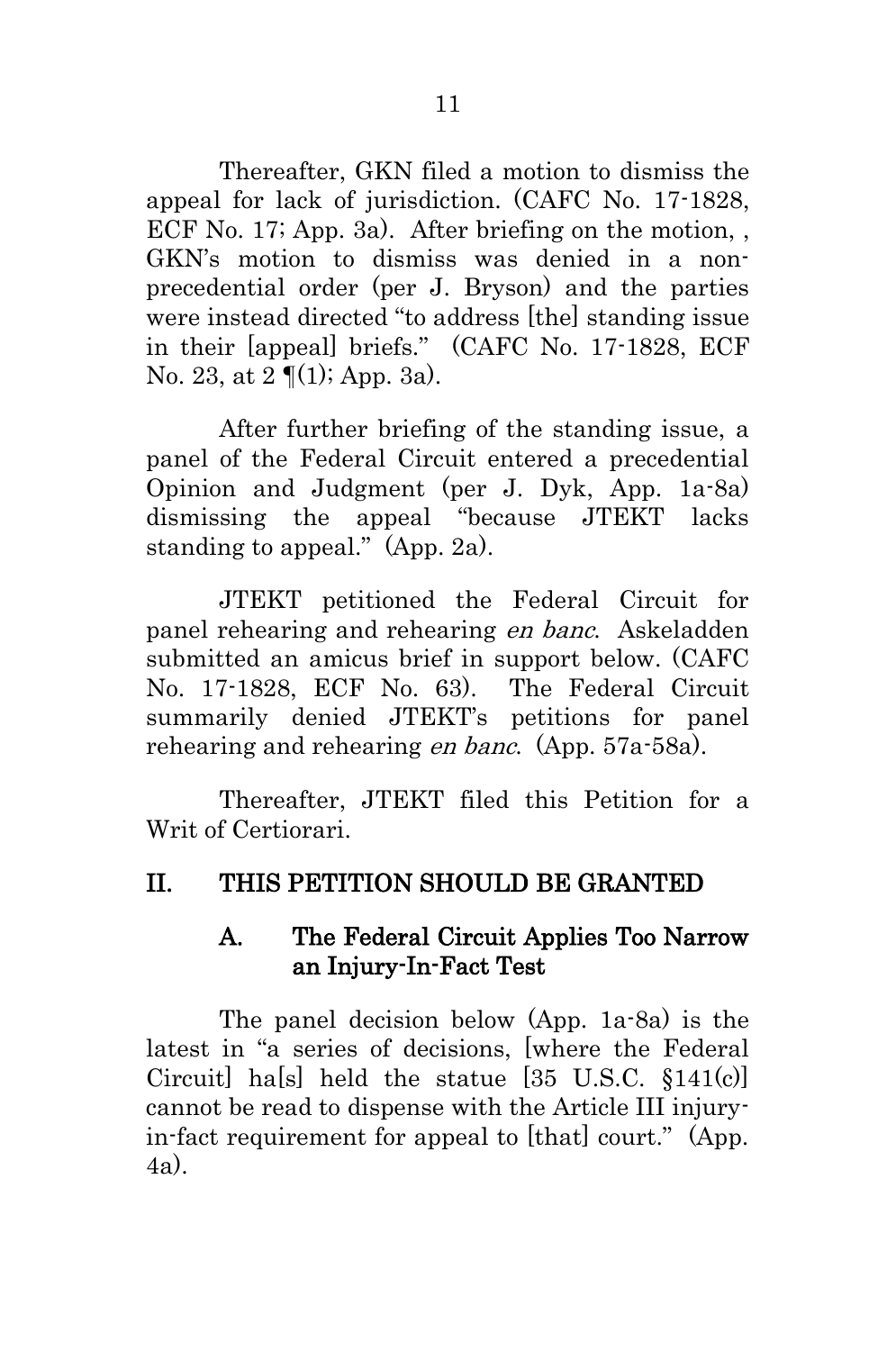Thereafter, GKN filed a motion to dismiss the appeal for lack of jurisdiction. (CAFC No. 17-1828, ECF No. 17; App. 3a). After briefing on the motion, , GKN's motion to dismiss was denied in a non-precedential order (per J. Bryson) and the parties were instead directed "to address [the] standing issue in their [appeal] briefs." (CAFC No. 17-1828, ECF No. 23, at 2 ¶(1); App. 3a).

After further briefing of the standing issue, a panel of the Federal Circuit entered a precedential Opinion and Judgment (per J. Dyk, App. 1a-8a) dismissing the appeal "because JTEKT lacks standing to appeal." (App. 2a).

JTEKT petitioned the Federal Circuit for panel rehearing and rehearing *en banc*. Askeladden submitted an amicus brief in support below. (CAFC No. 17-1828, ECF No. 63). The Federal Circuit summarily denied JTEKT's petitions for panel rehearing and rehearing *en banc*. (App. 57a-58a).

Thereafter, JTEKT filed this Petition for a Writ of Certiorari.

## II. THIS PETITION SHOULD BE GRANTED

### A. The Federal Circuit Applies Too Narrow an Injury-In-Fact Test

The panel decision below (App. 1a-8a) is the latest in "a series of decisions, [where the Federal Circuit] ha[s] held the statue [35 U.S.C. §141(c)] cannot be read to dispense with the Article III injury-in-fact requirement for appeal to [that] court." (App. 4a).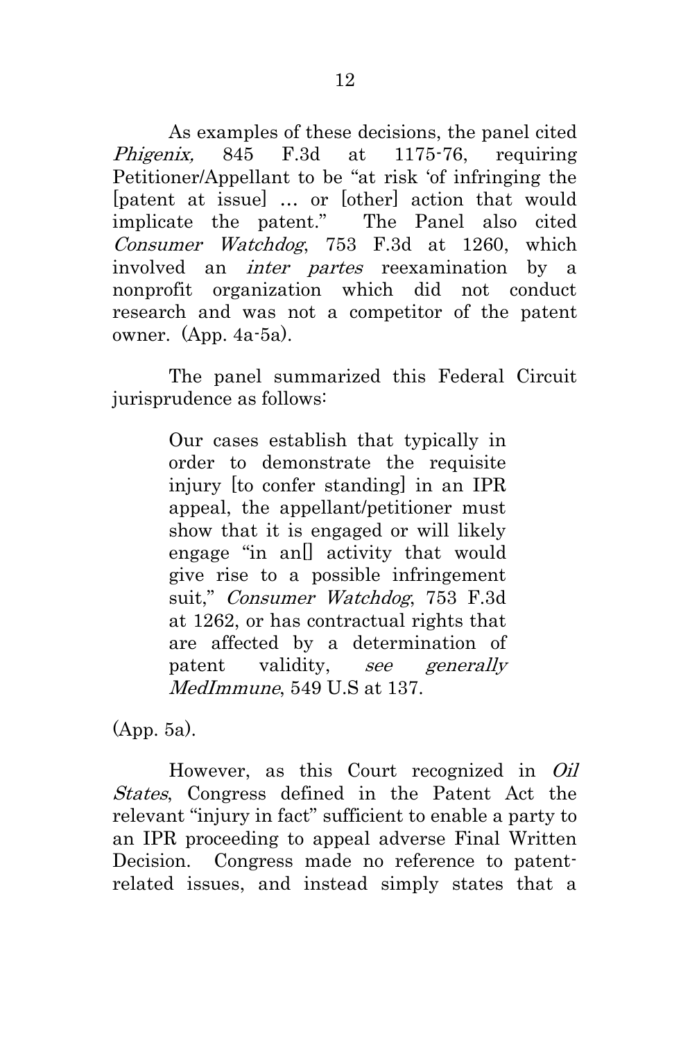As examples of these decisions, the panel cited *Phigenix,* 845 F.3d at 1175-76, requiring Petitioner/Appellant to be "at risk 'of infringing the [patent at issue] … or [other] action that would implicate the patent." The Panel also cited *Consumer Watchdog*, 753 F.3d at 1260, which involved an *inter partes* reexamination by a nonprofit organization which did not conduct research and was not a competitor of the patent owner. (App. 4a-5a).

The panel summarized this Federal Circuit jurisprudence as follows:

> Our cases establish that typically in order to demonstrate the requisite injury [to confer standing] in an IPR appeal, the appellant/petitioner must show that it is engaged or will likely engage "in an[] activity that would give rise to a possible infringement suit," *Consumer Watchdog*, 753 F.3d at 1262, or has contractual rights that are affected by a determination of patent validity, *see generally MedImmune*, 549 U.S at 137.

(App. 5a).

However, as this Court recognized in *Oil States*, Congress defined in the Patent Act the relevant "injury in fact" sufficient to enable a party to an IPR proceeding to appeal adverse Final Written Decision. Congress made no reference to patent-related issues, and instead simply states that a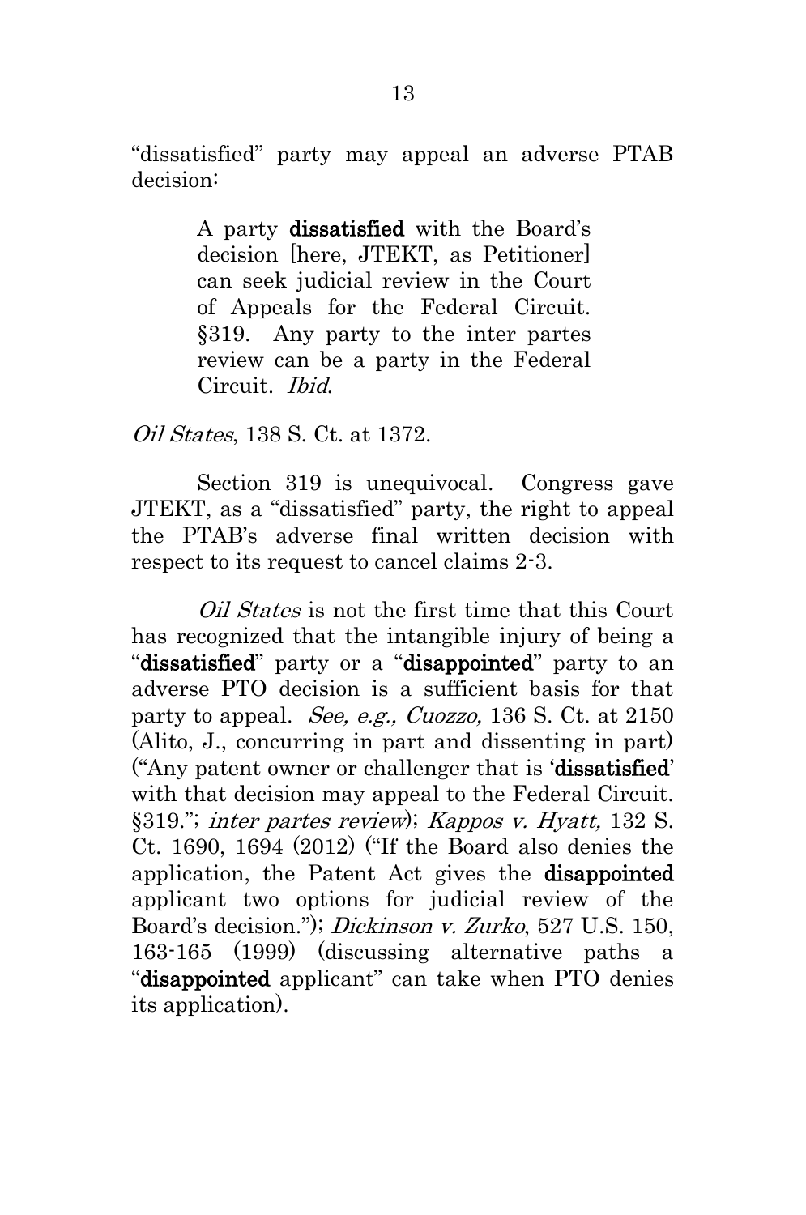"dissatisfied" party may appeal an adverse PTAB decision:

> A party **dissatisfied** with the Board's decision [here, JTEKT, as Petitioner] can seek judicial review in the Court of Appeals for the Federal Circuit. §319. Any party to the inter partes review can be a party in the Federal Circuit. *Ibid*.

*Oil States*, 138 S. Ct. at 1372.

Section 319 is unequivocal. Congress gave JTEKT, as a "dissatisfied" party, the right to appeal the PTAB's adverse final written decision with respect to its request to cancel claims 2-3.

*Oil States* is not the first time that this Court has recognized that the intangible injury of being a "**dissatisfied**" party or a "**disappointed**" party to an adverse PTO decision is a sufficient basis for that party to appeal. *See, e.g., Cuozzo,* 136 S. Ct. at 2150 (Alito, J., concurring in part and dissenting in part) ("Any patent owner or challenger that is '**dissatisfied**' with that decision may appeal to the Federal Circuit. §319."; *inter partes review*); *Kappos v. Hyatt,* 132 S. Ct. 1690, 1694 (2012) ("If the Board also denies the application, the Patent Act gives the **disappointed** applicant two options for judicial review of the Board's decision."); *Dickinson v. Zurko*, 527 U.S. 150, 163-165 (1999) (discussing alternative paths a "**disappointed** applicant" can take when PTO denies its application).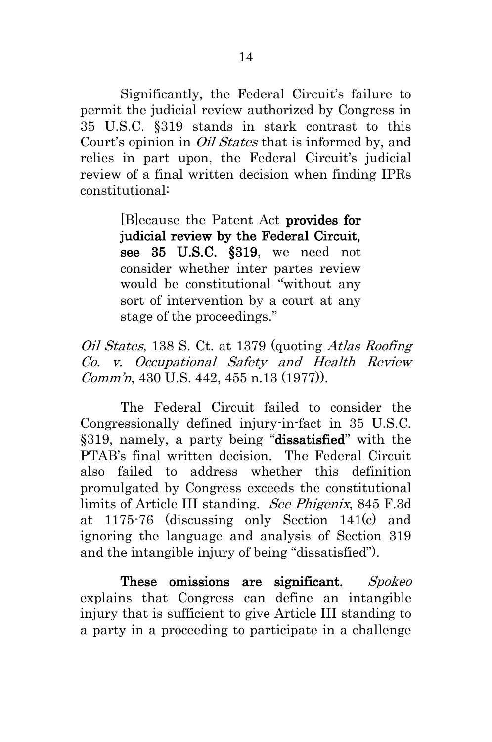Significantly, the Federal Circuit's failure to permit the judicial review authorized by Congress in 35 U.S.C. §319 stands in stark contrast to this Court's opinion in *Oil States* that is informed by, and relies in part upon, the Federal Circuit's judicial review of a final written decision when finding IPRs constitutional:

> [B]ecause the Patent Act **provides for judicial review by the Federal Circuit, see 35 U.S.C. §319**, we need not consider whether inter partes review would be constitutional "without any sort of intervention by a court at any stage of the proceedings."

*Oil States*, 138 S. Ct. at 1379 (quoting *Atlas Roofing Co. v. Occupational Safety and Health Review Comm'n*, 430 U.S. 442, 455 n.13 (1977)).

The Federal Circuit failed to consider the Congressionally defined injury-in-fact in 35 U.S.C. §319, namely, a party being "**dissatisfied**" with the PTAB's final written decision. The Federal Circuit also failed to address whether this definition promulgated by Congress exceeds the constitutional limits of Article III standing. *See Phigenix*, 845 F.3d at 1175-76 (discussing only Section 141(c) and ignoring the language and analysis of Section 319 and the intangible injury of being "dissatisfied").

**These omissions are significant.** *Spokeo* explains that Congress can define an intangible injury that is sufficient to give Article III standing to a party in a proceeding to participate in a challenge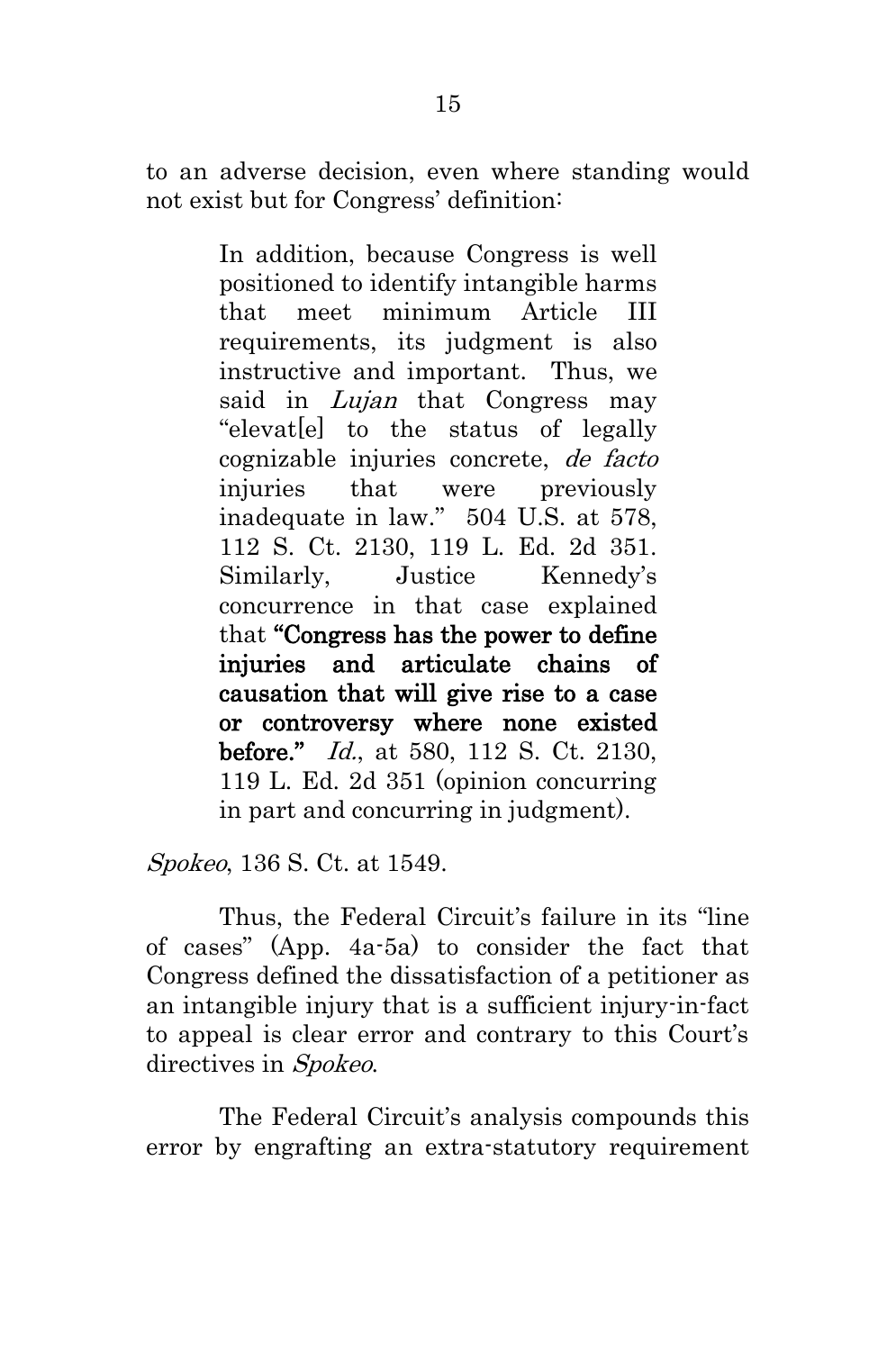to an adverse decision, even where standing would not exist but for Congress' definition:

> In addition, because Congress is well positioned to identify intangible harms that meet minimum Article III requirements, its judgment is also instructive and important. Thus, we said in *Lujan* that Congress may "elevat[e] to the status of legally cognizable injuries concrete, *de facto* injuries that were previously inadequate in law." 504 U.S. at 578, 112 S. Ct. 2130, 119 L. Ed. 2d 351. Similarly, Justice Kennedy's concurrence in that case explained that **"Congress has the power to define injuries and articulate chains of causation that will give rise to a case or controversy where none existed before."** *Id.*, at 580, 112 S. Ct. 2130, 119 L. Ed. 2d 351 (opinion concurring in part and concurring in judgment).

*Spokeo*, 136 S. Ct. at 1549.

Thus, the Federal Circuit's failure in its "line of cases" (App. 4a-5a) to consider the fact that Congress defined the dissatisfaction of a petitioner as an intangible injury that is a sufficient injury-in-fact to appeal is clear error and contrary to this Court's directives in *Spokeo*.

The Federal Circuit's analysis compounds this error by engrafting an extra-statutory requirement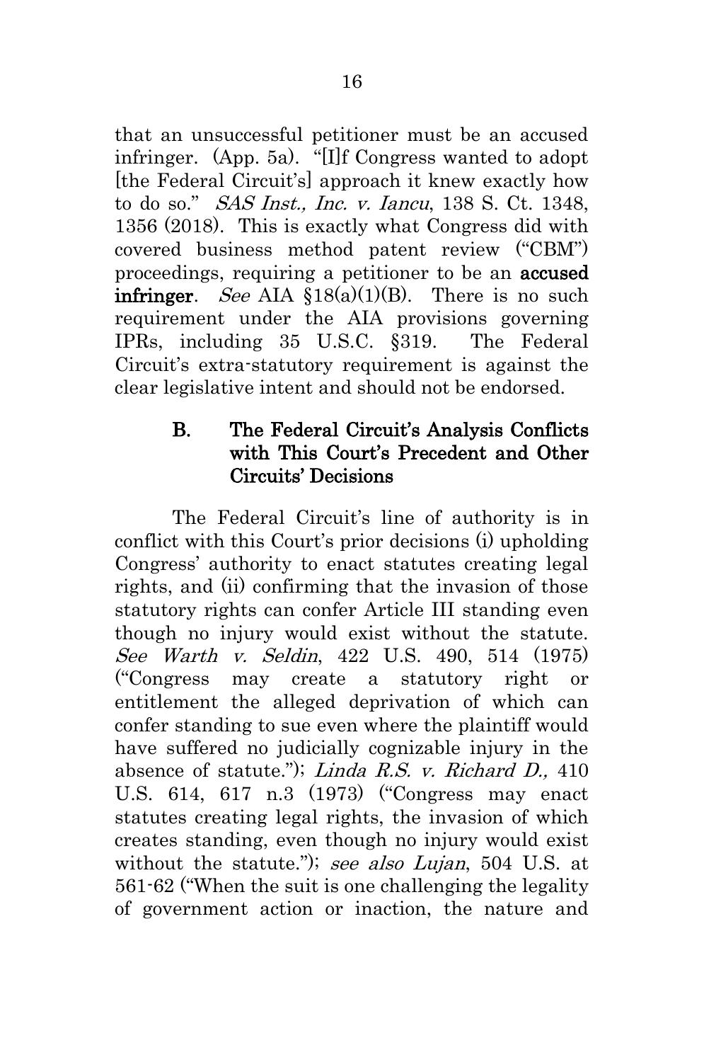that an unsuccessful petitioner must be an accused infringer. (App. 5a). "[I]f Congress wanted to adopt [the Federal Circuit's] approach it knew exactly how to do so." *SAS Inst., Inc. v. Iancu*, 138 S. Ct. 1348, 1356 (2018). This is exactly what Congress did with covered business method patent review ("CBM") proceedings, requiring a petitioner to be an **accused infringer**. *See* AIA §18(a)(1)(B). There is no such requirement under the AIA provisions governing IPRs, including 35 U.S.C. §319. The Federal Circuit's extra-statutory requirement is against the clear legislative intent and should not be endorsed.

### B. The Federal Circuit's Analysis Conflicts with This Court's Precedent and Other Circuits' Decisions

The Federal Circuit's line of authority is in conflict with this Court's prior decisions (i) upholding Congress' authority to enact statutes creating legal rights, and (ii) confirming that the invasion of those statutory rights can confer Article III standing even though no injury would exist without the statute. *See Warth v. Seldin*, 422 U.S. 490, 514 (1975) ("Congress may create a statutory right or entitlement the alleged deprivation of which can confer standing to sue even where the plaintiff would have suffered no judicially cognizable injury in the absence of statute."); *Linda R.S. v. Richard D.,* 410 U.S. 614, 617 n.3 (1973) ("Congress may enact statutes creating legal rights, the invasion of which creates standing, even though no injury would exist without the statute."); *see also Lujan*, 504 U.S. at 561-62 ("When the suit is one challenging the legality of government action or inaction, the nature and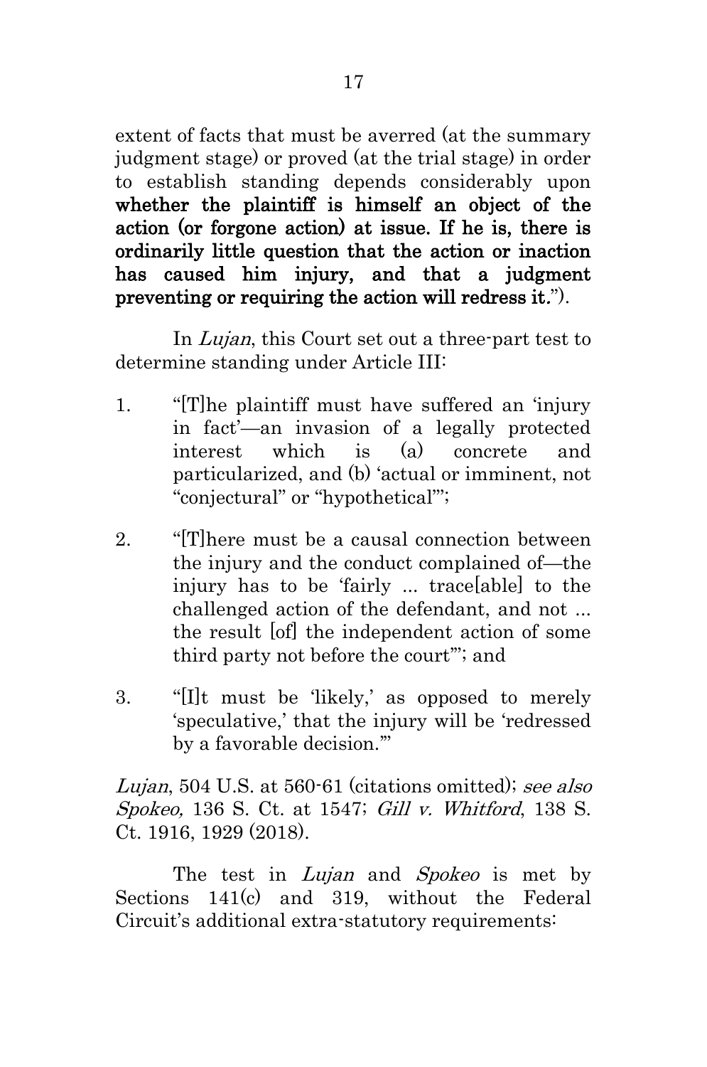extent of facts that must be averred (at the summary judgment stage) or proved (at the trial stage) in order to establish standing depends considerably upon **whether the plaintiff is himself an object of the action (or forgone action) at issue. If he is, there is ordinarily little question that the action or inaction has caused him injury, and that a judgment preventing or requiring the action will redress it.**").

In *Lujan*, this Court set out a three-part test to determine standing under Article III:

1. "[T]he plaintiff must have suffered an 'injury in fact'—an invasion of a legally protected interest which is (a) concrete and particularized, and (b) 'actual or imminent, not "conjectural" or "hypothetical"'";

2. "[T]here must be a causal connection between the injury and the conduct complained of—the injury has to be 'fairly ... trace[able] to the challenged action of the defendant, and not ... the result [of] the independent action of some third party not before the court'"; and

3. "[I]t must be 'likely,' as opposed to merely 'speculative,' that the injury will be 'redressed by a favorable decision.'"

*Lujan*, 504 U.S. at 560-61 (citations omitted); *see also Spokeo,* 136 S. Ct. at 1547; *Gill v. Whitford*, 138 S. Ct. 1916, 1929 (2018).

The test in *Lujan* and *Spokeo* is met by Sections 141(c) and 319, without the Federal Circuit's additional extra-statutory requirements: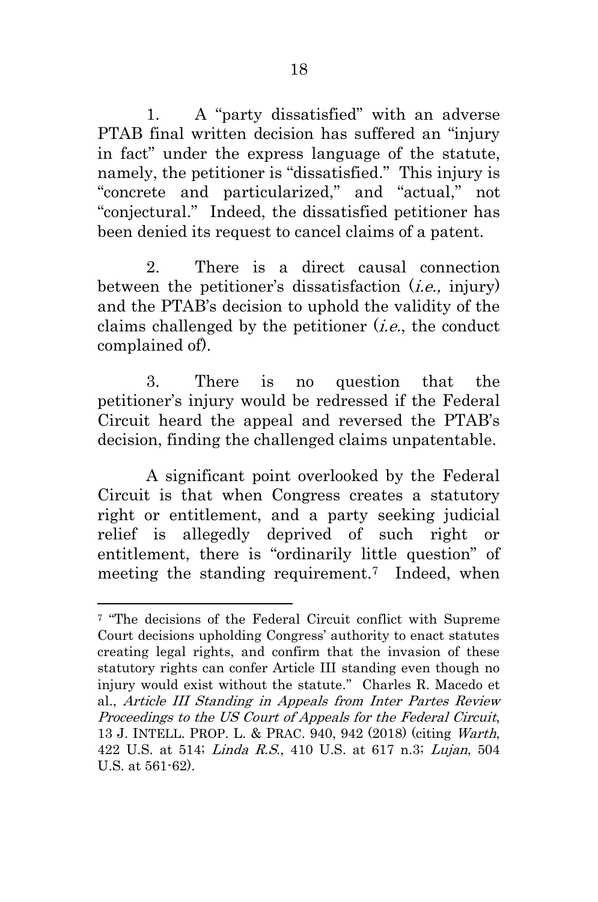1. A "party dissatisfied" with an adverse PTAB final written decision has suffered an "injury in fact" under the express language of the statute, namely, the petitioner is "dissatisfied." This injury is "concrete and particularized," and "actual," not "conjectural." Indeed, the dissatisfied petitioner has been denied its request to cancel claims of a patent.

2. There is a direct causal connection between the petitioner's dissatisfaction (*i.e.,* injury) and the PTAB's decision to uphold the validity of the claims challenged by the petitioner (*i.e.*, the conduct complained of).

3. There is no question that the petitioner's injury would be redressed if the Federal Circuit heard the appeal and reversed the PTAB's decision, finding the challenged claims unpatentable.

A significant point overlooked by the Federal Circuit is that when Congress creates a statutory right or entitlement, and a party seeking judicial relief is allegedly deprived of such right or entitlement, there is "ordinarily little question" of meeting the standing requirement.[7] Indeed, when

---

[7] "The decisions of the Federal Circuit conflict with Supreme Court decisions upholding Congress' authority to enact statutes creating legal rights, and confirm that the invasion of these statutory rights can confer Article III standing even though no injury would exist without the statute." Charles R. Macedo et al., *Article III Standing in Appeals from Inter Partes Review Proceedings to the US Court of Appeals for the Federal Circuit*, 13 J. INTELL. PROP. L. & PRAC. 940, 942 (2018) (citing *Warth*, 422 U.S. at 514; *Linda R.S.*, 410 U.S. at 617 n.3; *Lujan*, 504 U.S. at 561-62).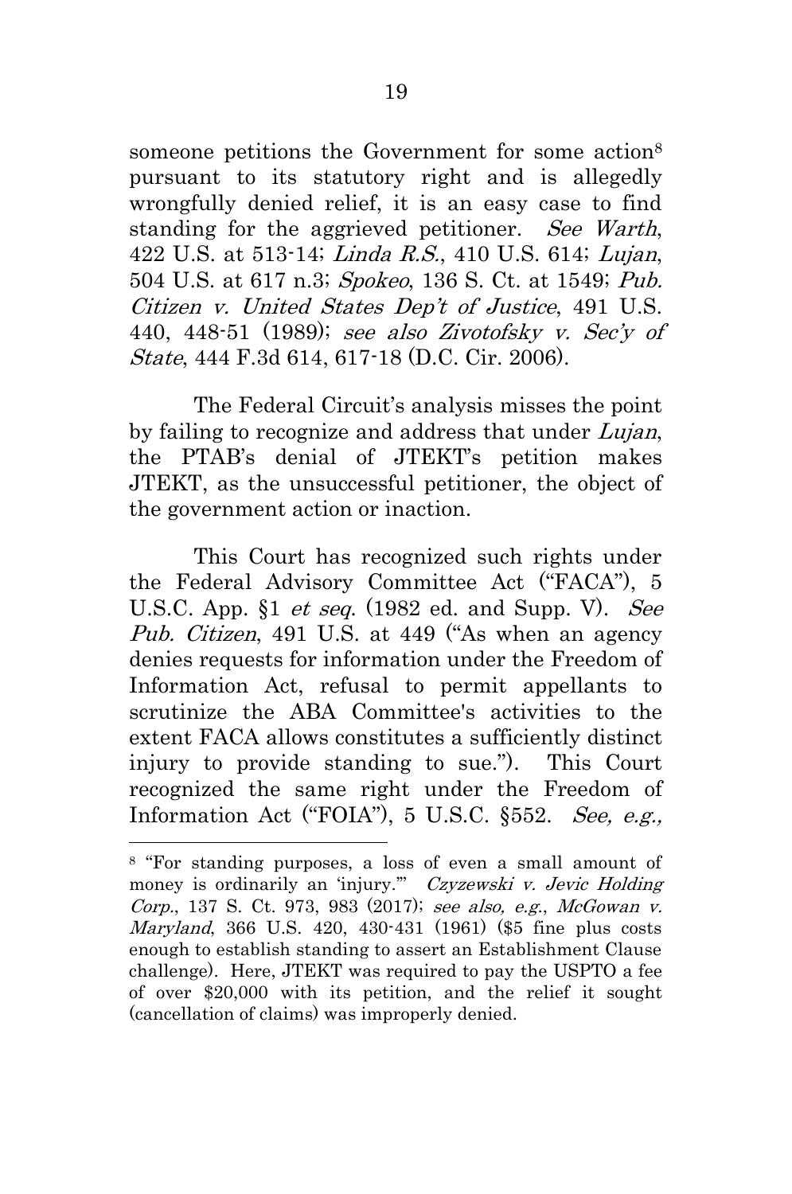someone petitions the Government for some action[8] pursuant to its statutory right and is allegedly wrongfully denied relief, it is an easy case to find standing for the aggrieved petitioner. *See Warth*, 422 U.S. at 513-14; *Linda R.S.*, 410 U.S. 614; *Lujan*, 504 U.S. at 617 n.3; *Spokeo*, 136 S. Ct. at 1549; *Pub. Citizen v. United States Dep't of Justice*, 491 U.S. 440, 448-51 (1989); *see also Zivotofsky v. Sec'y of State*, 444 F.3d 614, 617-18 (D.C. Cir. 2006).

The Federal Circuit's analysis misses the point by failing to recognize and address that under *Lujan*, the PTAB's denial of JTEKT's petition makes JTEKT, as the unsuccessful petitioner, the object of the government action or inaction.

This Court has recognized such rights under the Federal Advisory Committee Act ("FACA"), 5 U.S.C. App. §1 *et seq.* (1982 ed. and Supp. V). *See Pub. Citizen*, 491 U.S. at 449 ("As when an agency denies requests for information under the Freedom of Information Act, refusal to permit appellants to scrutinize the ABA Committee's activities to the extent FACA allows constitutes a sufficiently distinct injury to provide standing to sue."). This Court recognized the same right under the Freedom of Information Act ("FOIA"), 5 U.S.C. §552. *See, e.g.,*

---

[8] "For standing purposes, a loss of even a small amount of money is ordinarily an 'injury.'" *Czyzewski v. Jevic Holding Corp.*, 137 S. Ct. 973, 983 (2017); *see also, e.g.*, *McGowan v. Maryland*, 366 U.S. 420, 430-431 (1961) ($5 fine plus costs enough to establish standing to assert an Establishment Clause challenge). Here, JTEKT was required to pay the USPTO a fee of over $20,000 with its petition, and the relief it sought (cancellation of claims) was improperly denied.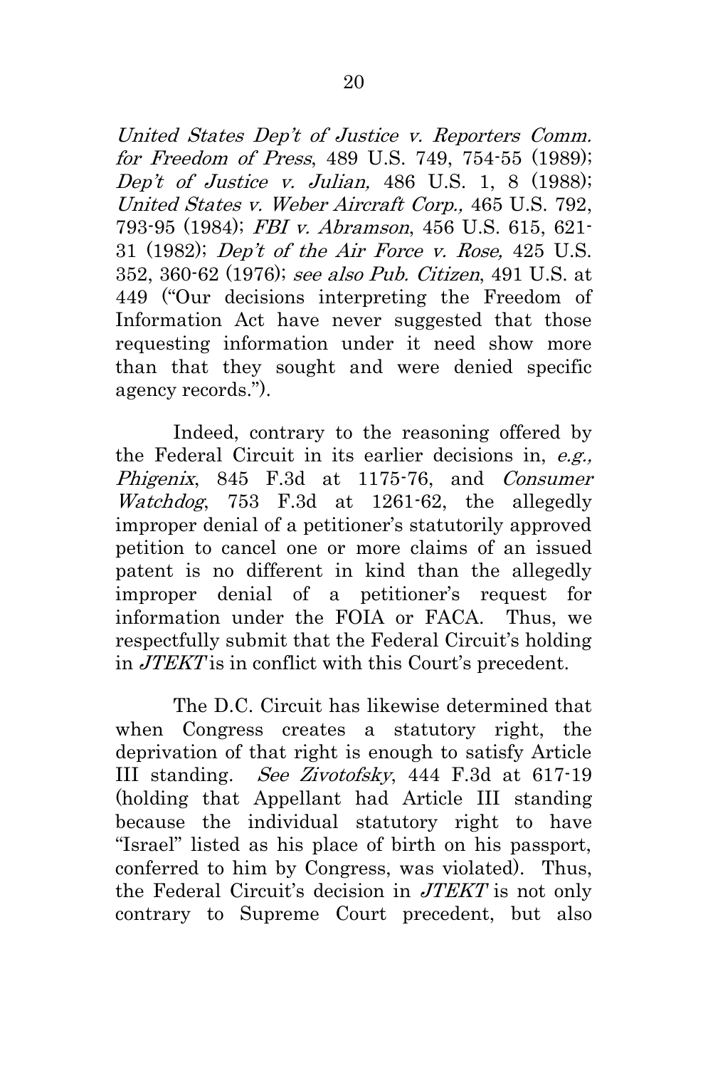*United States Dep't of Justice v. Reporters Comm. for Freedom of Press*, 489 U.S. 749, 754-55 (1989); *Dep't of Justice v. Julian,* 486 U.S. 1, 8 (1988); *United States v. Weber Aircraft Corp.,* 465 U.S. 792, 793-95 (1984); *FBI v. Abramson*, 456 U.S. 615, 621-31 (1982); *Dep't of the Air Force v. Rose,* 425 U.S. 352, 360-62 (1976); *see also Pub. Citizen*, 491 U.S. at 449 ("Our decisions interpreting the Freedom of Information Act have never suggested that those requesting information under it need show more than that they sought and were denied specific agency records.").

Indeed, contrary to the reasoning offered by the Federal Circuit in its earlier decisions in, *e.g., Phigenix*, 845 F.3d at 1175-76, and *Consumer Watchdog*, 753 F.3d at 1261-62, the allegedly improper denial of a petitioner's statutorily approved petition to cancel one or more claims of an issued patent is no different in kind than the allegedly improper denial of a petitioner's request for information under the FOIA or FACA. Thus, we respectfully submit that the Federal Circuit's holding in *JTEKT* is in conflict with this Court's precedent.

The D.C. Circuit has likewise determined that when Congress creates a statutory right, the deprivation of that right is enough to satisfy Article III standing. *See Zivotofsky*, 444 F.3d at 617-19 (holding that Appellant had Article III standing because the individual statutory right to have "Israel" listed as his place of birth on his passport, conferred to him by Congress, was violated). Thus, the Federal Circuit's decision in *JTEKT* is not only contrary to Supreme Court precedent, but also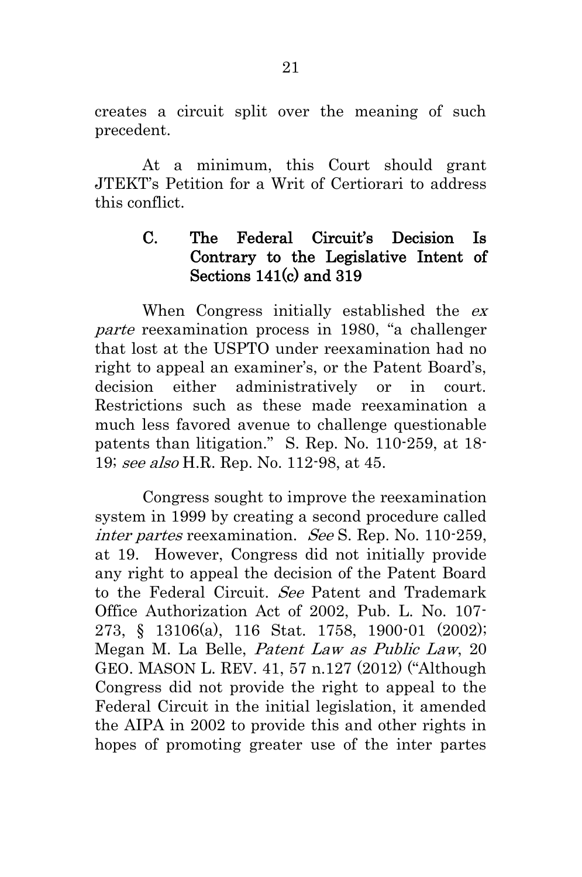creates a circuit split over the meaning of such precedent.

At a minimum, this Court should grant JTEKT's Petition for a Writ of Certiorari to address this conflict.

### C. The Federal Circuit's Decision Is Contrary to the Legislative Intent of Sections 141(c) and 319

When Congress initially established the *ex parte* reexamination process in 1980, "a challenger that lost at the USPTO under reexamination had no right to appeal an examiner's, or the Patent Board's, decision either administratively or in court. Restrictions such as these made reexamination a much less favored avenue to challenge questionable patents than litigation." S. Rep. No. 110-259, at 18-19; *see also* H.R. Rep. No. 112-98, at 45.

Congress sought to improve the reexamination system in 1999 by creating a second procedure called *inter partes* reexamination. *See* S. Rep. No. 110-259, at 19. However, Congress did not initially provide any right to appeal the decision of the Patent Board to the Federal Circuit. *See* Patent and Trademark Office Authorization Act of 2002, Pub. L. No. 107-273, § 13106(a), 116 Stat. 1758, 1900-01 (2002); Megan M. La Belle, *Patent Law as Public Law*, 20 GEO. MASON L. REV. 41, 57 n.127 (2012) ("Although Congress did not provide the right to appeal to the Federal Circuit in the initial legislation, it amended the AIPA in 2002 to provide this and other rights in hopes of promoting greater use of the inter partes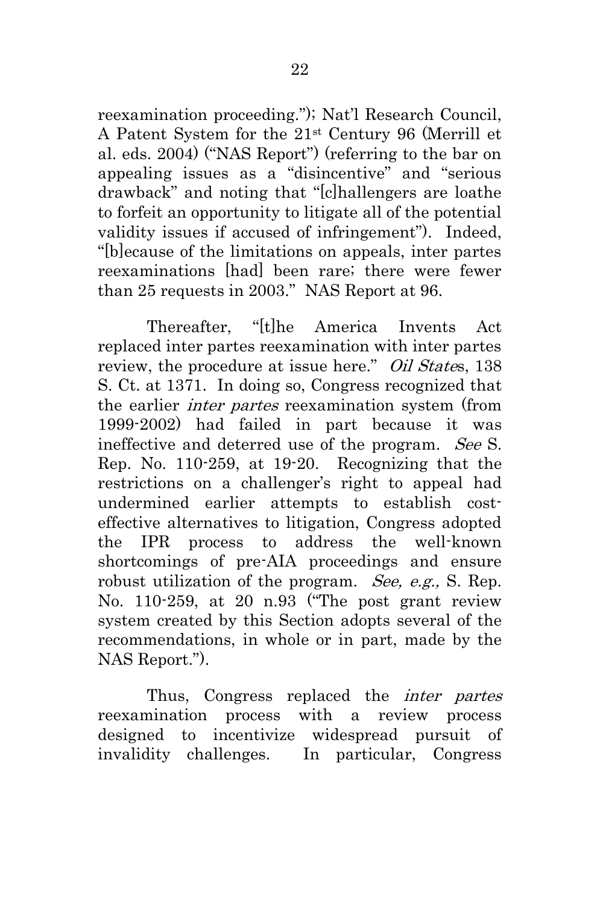reexamination proceeding."); Nat'l Research Council, A Patent System for the 21st Century 96 (Merrill et al. eds. 2004) ("NAS Report") (referring to the bar on appealing issues as a "disincentive" and "serious drawback" and noting that "[c]hallengers are loathe to forfeit an opportunity to litigate all of the potential validity issues if accused of infringement"). Indeed, "[b]ecause of the limitations on appeals, inter partes reexaminations [had] been rare; there were fewer than 25 requests in 2003." NAS Report at 96.

Thereafter, "[t]he America Invents Act replaced inter partes reexamination with inter partes review, the procedure at issue here." *Oil States*, 138 S. Ct. at 1371. In doing so, Congress recognized that the earlier *inter partes* reexamination system (from 1999-2002) had failed in part because it was ineffective and deterred use of the program. *See* S. Rep. No. 110-259, at 19-20. Recognizing that the restrictions on a challenger's right to appeal had undermined earlier attempts to establish cost-effective alternatives to litigation, Congress adopted the IPR process to address the well-known shortcomings of pre-AIA proceedings and ensure robust utilization of the program. *See, e.g.,* S. Rep. No. 110-259, at 20 n.93 ("The post grant review system created by this Section adopts several of the recommendations, in whole or in part, made by the NAS Report.").

Thus, Congress replaced the *inter partes* reexamination process with a review process designed to incentivize widespread pursuit of invalidity challenges. In particular, Congress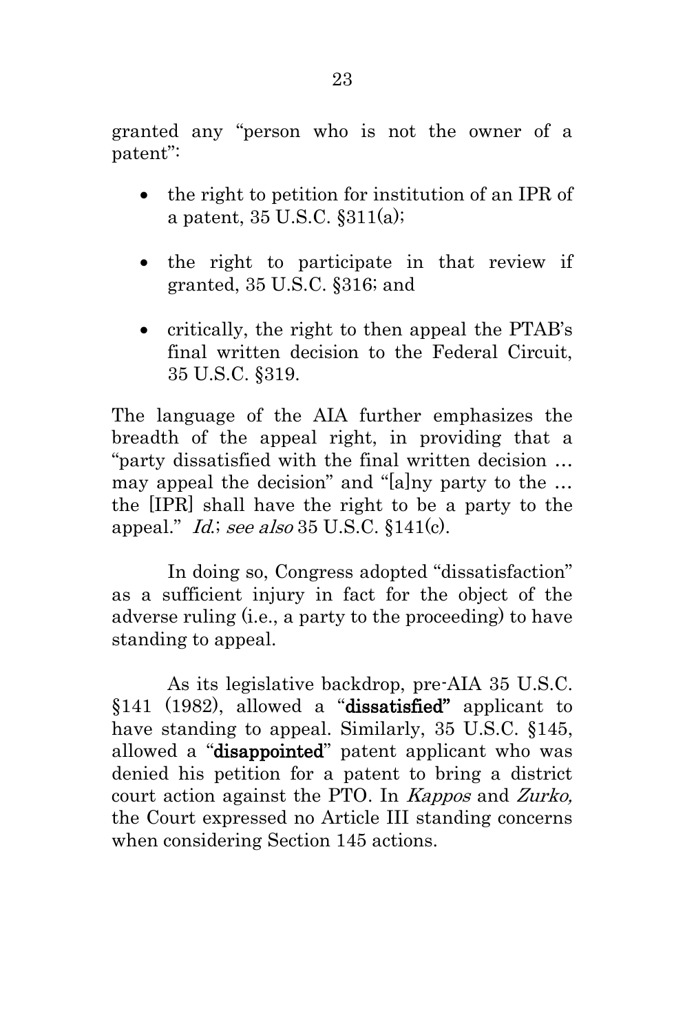granted any "person who is not the owner of a patent":

- the right to petition for institution of an IPR of a patent, 35 U.S.C. §311(a);
- the right to participate in that review if granted, 35 U.S.C. §316; and
- critically, the right to then appeal the PTAB's final written decision to the Federal Circuit, 35 U.S.C. §319.

The language of the AIA further emphasizes the breadth of the appeal right, in providing that a "party dissatisfied with the final written decision … may appeal the decision" and "[a]ny party to the … the [IPR] shall have the right to be a party to the appeal." *Id.*; *see also* 35 U.S.C. §141(c).

In doing so, Congress adopted "dissatisfaction" as a sufficient injury in fact for the object of the adverse ruling (i.e., a party to the proceeding) to have standing to appeal.

As its legislative backdrop, pre-AIA 35 U.S.C. §141 (1982), allowed a "**dissatisfied"** applicant to have standing to appeal. Similarly, 35 U.S.C. §145, allowed a "**disappointed**" patent applicant who was denied his petition for a patent to bring a district court action against the PTO. In *Kappos* and *Zurko,* the Court expressed no Article III standing concerns when considering Section 145 actions.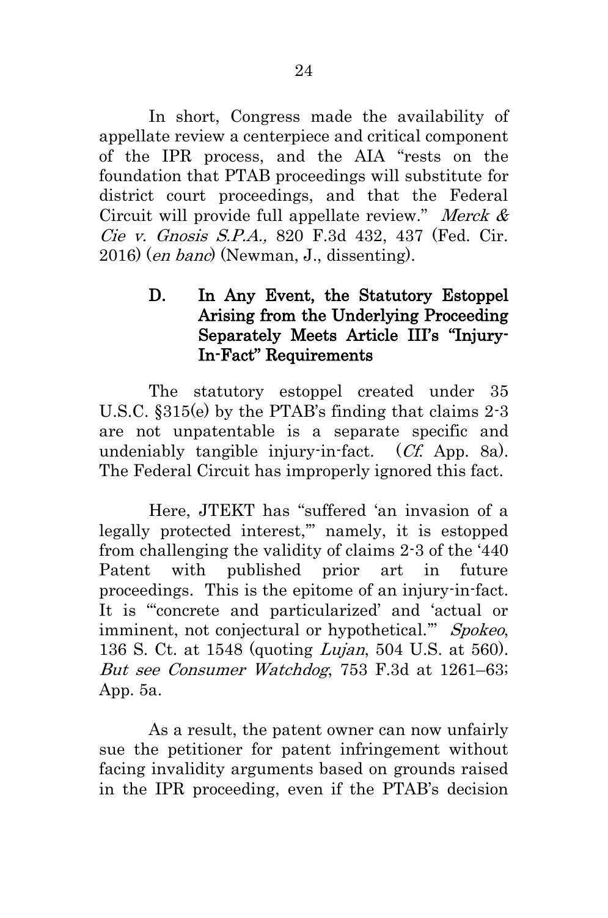In short, Congress made the availability of appellate review a centerpiece and critical component of the IPR process, and the AIA "rests on the foundation that PTAB proceedings will substitute for district court proceedings, and that the Federal Circuit will provide full appellate review." *Merck & Cie v. Gnosis S.P.A.,* 820 F.3d 432, 437 (Fed. Cir. 2016) (*en banc*) (Newman, J., dissenting).

### D. In Any Event, the Statutory Estoppel Arising from the Underlying Proceeding Separately Meets Article III's "Injury-In-Fact" Requirements

The statutory estoppel created under 35 U.S.C. §315(e) by the PTAB's finding that claims 2-3 are not unpatentable is a separate specific and undeniably tangible injury-in-fact. (*Cf.* App. 8a). The Federal Circuit has improperly ignored this fact.

Here, JTEKT has "suffered 'an invasion of a legally protected interest,'" namely, it is estopped from challenging the validity of claims 2-3 of the '440 Patent with published prior art in future proceedings. This is the epitome of an injury-in-fact. It is "'concrete and particularized' and 'actual or imminent, not conjectural or hypothetical.'" *Spokeo*, 136 S. Ct. at 1548 (quoting *Lujan*, 504 U.S. at 560). *But see Consumer Watchdog*, 753 F.3d at 1261–63; App. 5a.

As a result, the patent owner can now unfairly sue the petitioner for patent infringement without facing invalidity arguments based on grounds raised in the IPR proceeding, even if the PTAB's decision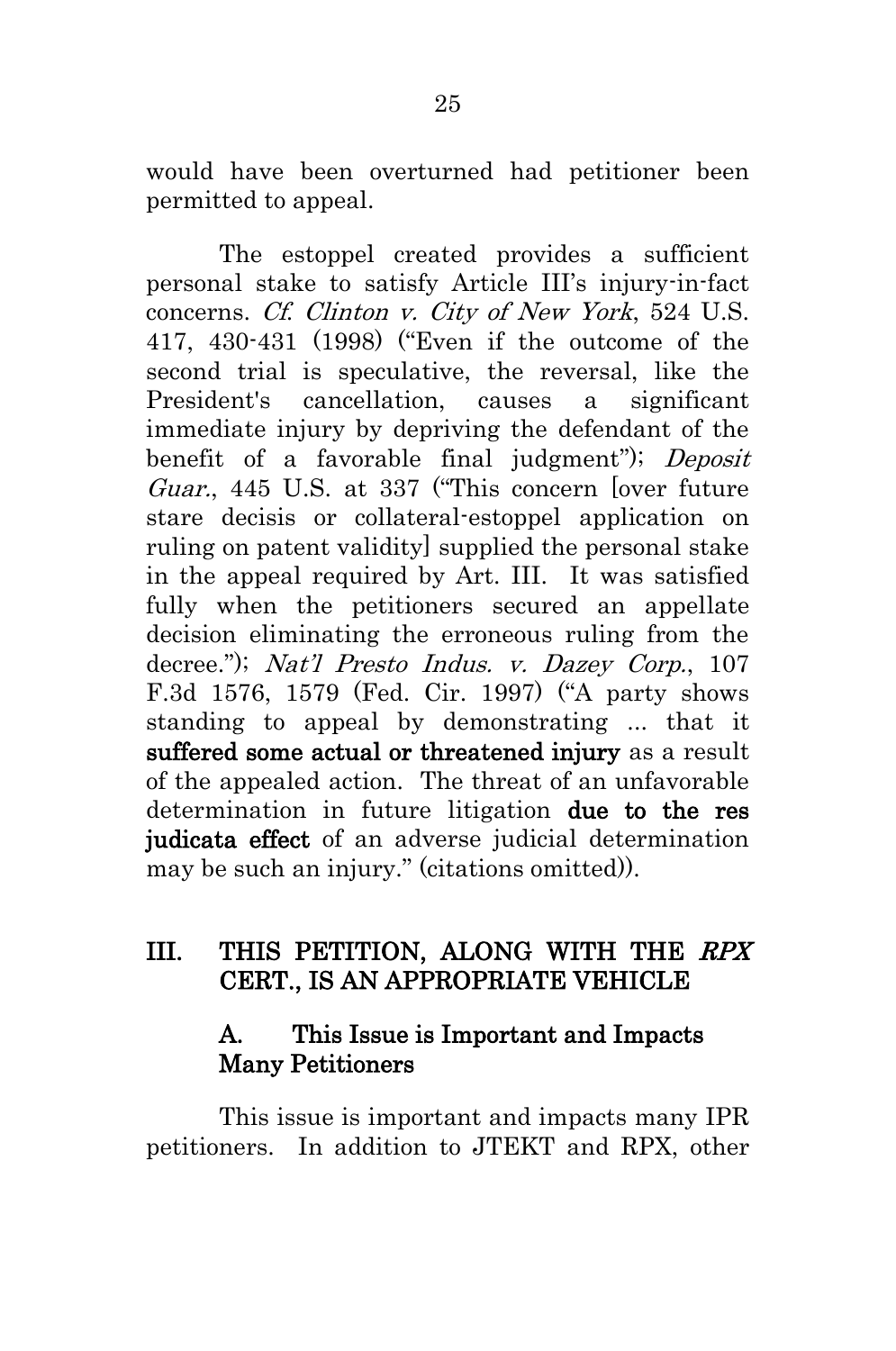would have been overturned had petitioner been permitted to appeal.

The estoppel created provides a sufficient personal stake to satisfy Article III's injury-in-fact concerns. *Cf. Clinton v. City of New York*, 524 U.S. 417, 430-431 (1998) ("Even if the outcome of the second trial is speculative, the reversal, like the President's cancellation, causes a significant immediate injury by depriving the defendant of the benefit of a favorable final judgment"); *Deposit Guar.*, 445 U.S. at 337 ("This concern [over future stare decisis or collateral-estoppel application on ruling on patent validity] supplied the personal stake in the appeal required by Art. III. It was satisfied fully when the petitioners secured an appellate decision eliminating the erroneous ruling from the decree."); *Nat'l Presto Indus. v. Dazey Corp.*, 107 F.3d 1576, 1579 (Fed. Cir. 1997) ("A party shows standing to appeal by demonstrating ... that it **suffered some actual or threatened injury** as a result of the appealed action. The threat of an unfavorable determination in future litigation **due to the res judicata effect** of an adverse judicial determination may be such an injury." (citations omitted)).

## III. THIS PETITION, ALONG WITH THE *RPX* CERT., IS AN APPROPRIATE VEHICLE

### A. This Issue is Important and Impacts Many Petitioners

This issue is important and impacts many IPR petitioners. In addition to JTEKT and RPX, other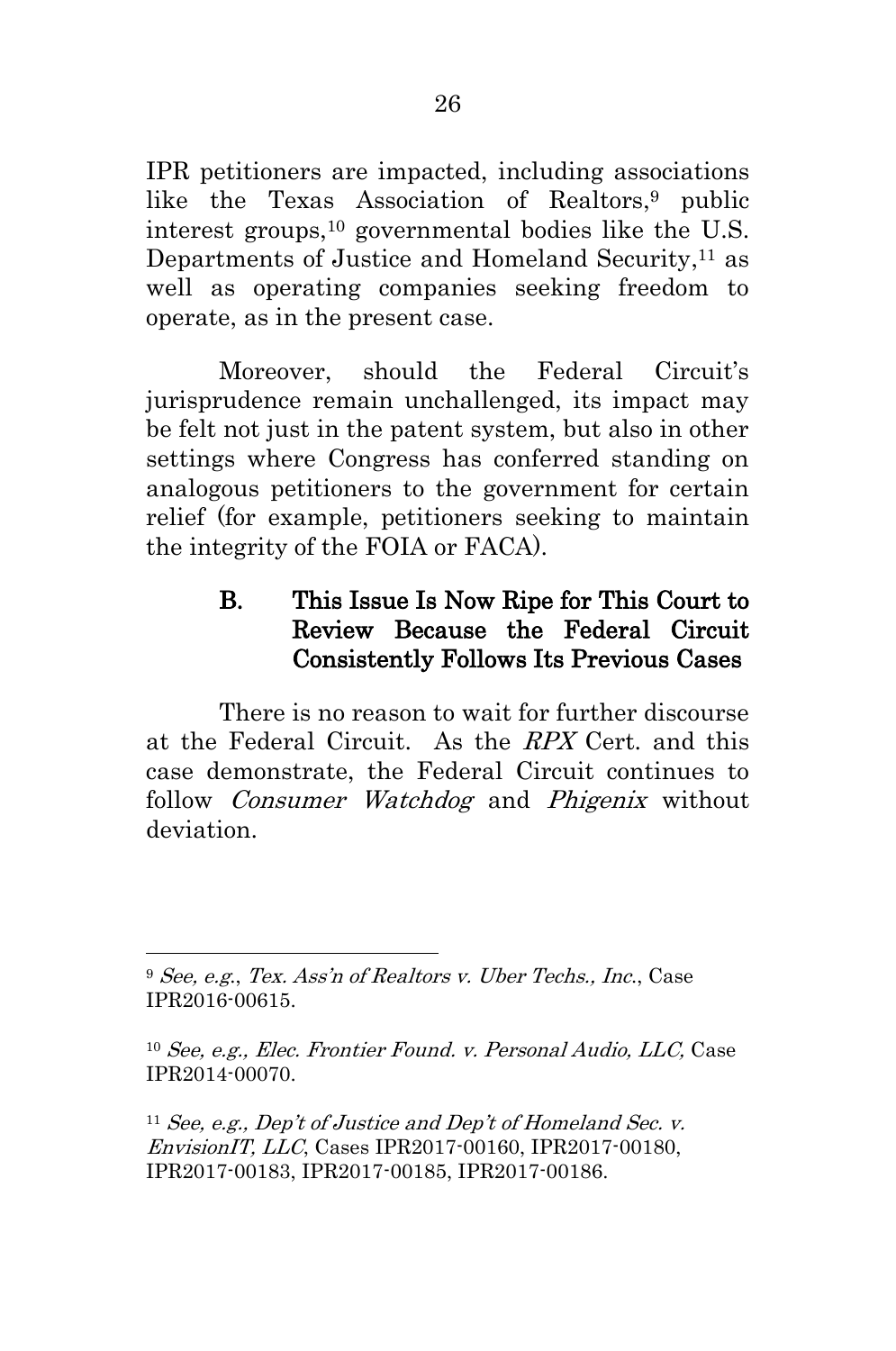IPR petitioners are impacted, including associations like the Texas Association of Realtors,[9] public interest groups,[10] governmental bodies like the U.S. Departments of Justice and Homeland Security,[11] as well as operating companies seeking freedom to operate, as in the present case.

Moreover, should the Federal Circuit's jurisprudence remain unchallenged, its impact may be felt not just in the patent system, but also in other settings where Congress has conferred standing on analogous petitioners to the government for certain relief (for example, petitioners seeking to maintain the integrity of the FOIA or FACA).

### B. This Issue Is Now Ripe for This Court to Review Because the Federal Circuit Consistently Follows Its Previous Cases

There is no reason to wait for further discourse at the Federal Circuit. As the *RPX* Cert. and this case demonstrate, the Federal Circuit continues to follow *Consumer Watchdog* and *Phigenix* without deviation.

---

[9] *See, e.g.*, *Tex. Ass'n of Realtors v. Uber Techs., Inc.*, Case IPR2016-00615.

[10] *See, e.g., Elec. Frontier Found. v. Personal Audio, LLC,* Case IPR2014-00070.

[11] *See, e.g., Dep't of Justice and Dep't of Homeland Sec. v. EnvisionIT, LLC*, Cases IPR2017-00160, IPR2017-00180, IPR2017-00183, IPR2017-00185, IPR2017-00186.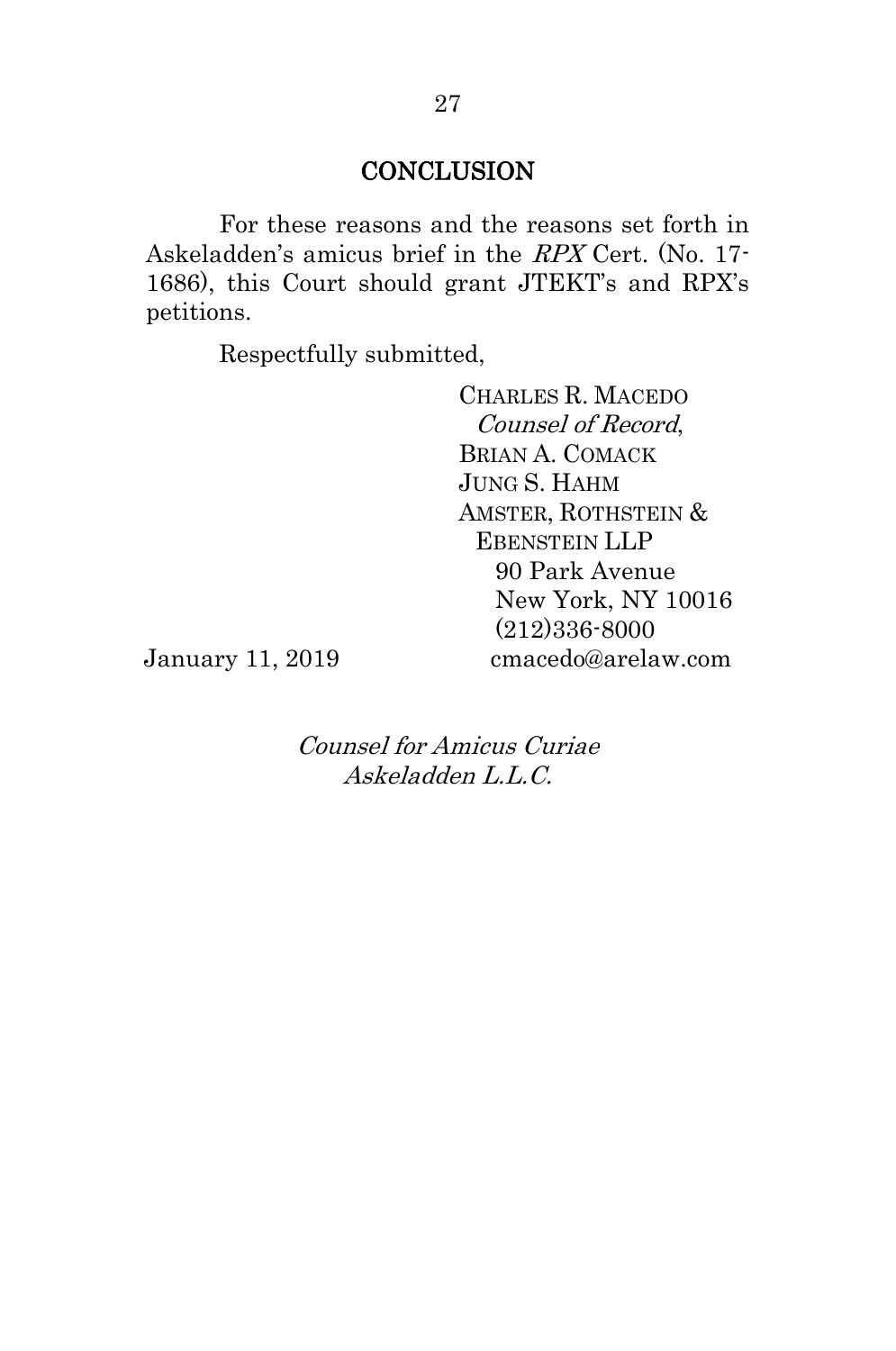## CONCLUSION

For these reasons and the reasons set forth in Askeladden's amicus brief in the *RPX* Cert. (No. 17-1686), this Court should grant JTEKT's and RPX's petitions.

Respectfully submitted,

CHARLES R. MACEDO
*Counsel of Record*,
BRIAN A. COMACK
JUNG S. HAHM
AMSTER, ROTHSTEIN & EBENSTEIN LLP
90 Park Avenue
New York, NY 10016
(212)336-8000
cmacedo@arelaw.com

January 11, 2019

*Counsel for Amicus Curiae Askeladden L.L.C.*